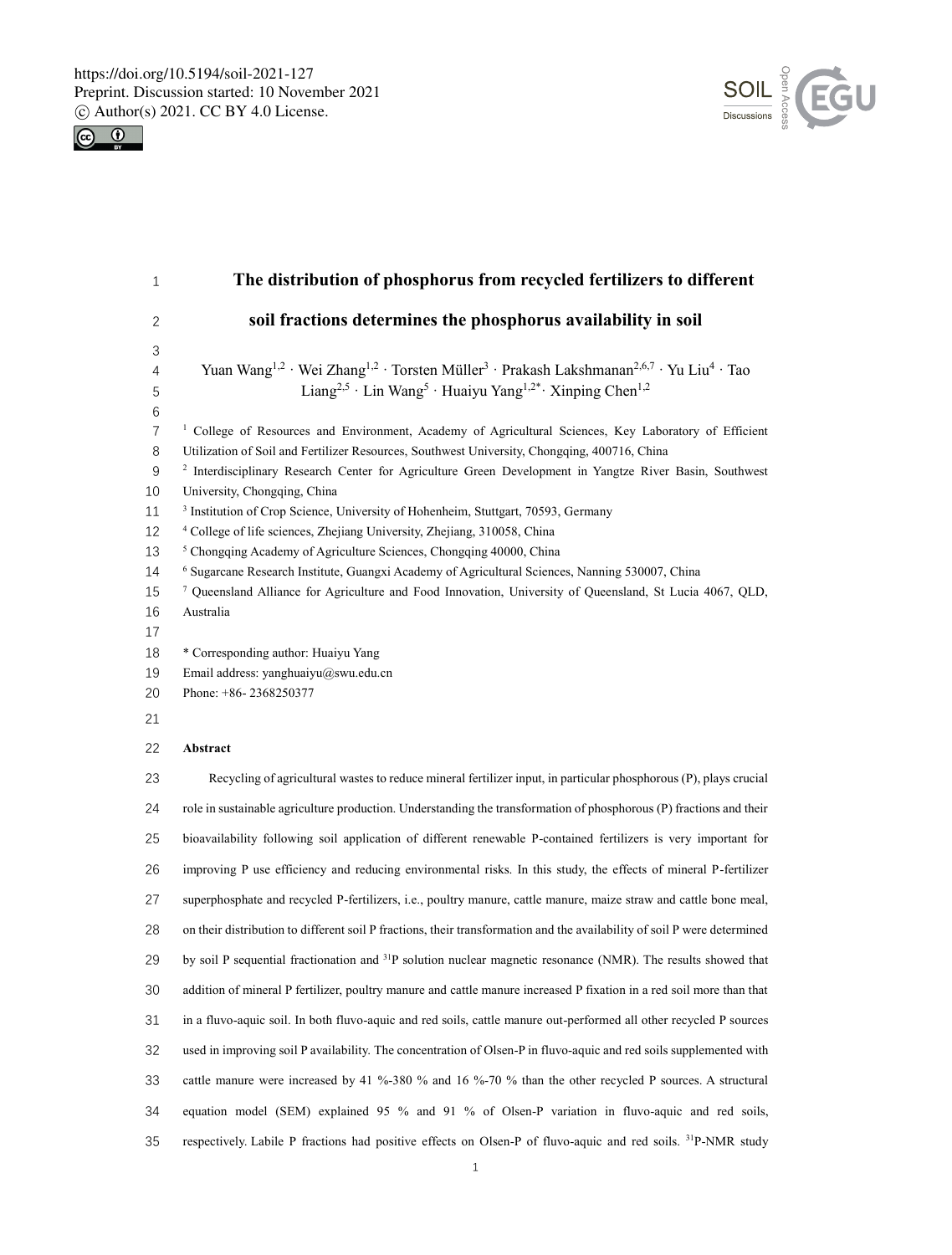# The distribution of phosphorus from recycled fertilizers to different soil fractions determines the phosphorus availability in soil

Yuan Wang[1,2] · Wei Zhang[1,2] · Torsten Müller[3] · Prakash Lakshmanan[2,6,7] · Yu Liu[4] · Tao Liang[2,5] · Lin Wang[5] · Huaiyu Yang[1,2*] · Xinping Chen[1,2]

[1] College of Resources and Environment, Academy of Agricultural Sciences, Key Laboratory of Efficient Utilization of Soil and Fertilizer Resources, Southwest University, Chongqing, 400716, China

[2] Interdisciplinary Research Center for Agriculture Green Development in Yangtze River Basin, Southwest University, Chongqing, China

[3] Institution of Crop Science, University of Hohenheim, Stuttgart, 70593, Germany

[4] College of life sciences, Zhejiang University, Zhejiang, 310058, China

[5] Chongqing Academy of Agriculture Sciences, Chongqing 40000, China

[6] Sugarcane Research Institute, Guangxi Academy of Agricultural Sciences, Nanning 530007, China

[7] Queensland Alliance for Agriculture and Food Innovation, University of Queensland, St Lucia 4067, QLD, Australia

* Corresponding author: Huaiyu Yang

Email address: yanghuaiyu@swu.edu.cn

Phone: +86- 2368250377

**Abstract**

Recycling of agricultural wastes to reduce mineral fertilizer input, in particular phosphorous (P), plays crucial role in sustainable agriculture production. Understanding the transformation of phosphorous (P) fractions and their bioavailability following soil application of different renewable P-contained fertilizers is very important for improving P use efficiency and reducing environmental risks. In this study, the effects of mineral P-fertilizer superphosphate and recycled P-fertilizers, i.e., poultry manure, cattle manure, maize straw and cattle bone meal, on their distribution to different soil P fractions, their transformation and the availability of soil P were determined by soil P sequential fractionation and $^{31}$P solution nuclear magnetic resonance (NMR). The results showed that addition of mineral P fertilizer, poultry manure and cattle manure increased P fixation in a red soil more than that in a fluvo-aquic soil. In both fluvo-aquic and red soils, cattle manure out-performed all other recycled P sources used in improving soil P availability. The concentration of Olsen-P in fluvo-aquic and red soils supplemented with cattle manure were increased by 41 %-380 % and 16 %-70 % than the other recycled P sources. A structural equation model (SEM) explained 95 % and 91 % of Olsen-P variation in fluvo-aquic and red soils, respectively. Labile P fractions had positive effects on Olsen-P of fluvo-aquic and red soils. $^{31}$P-NMR study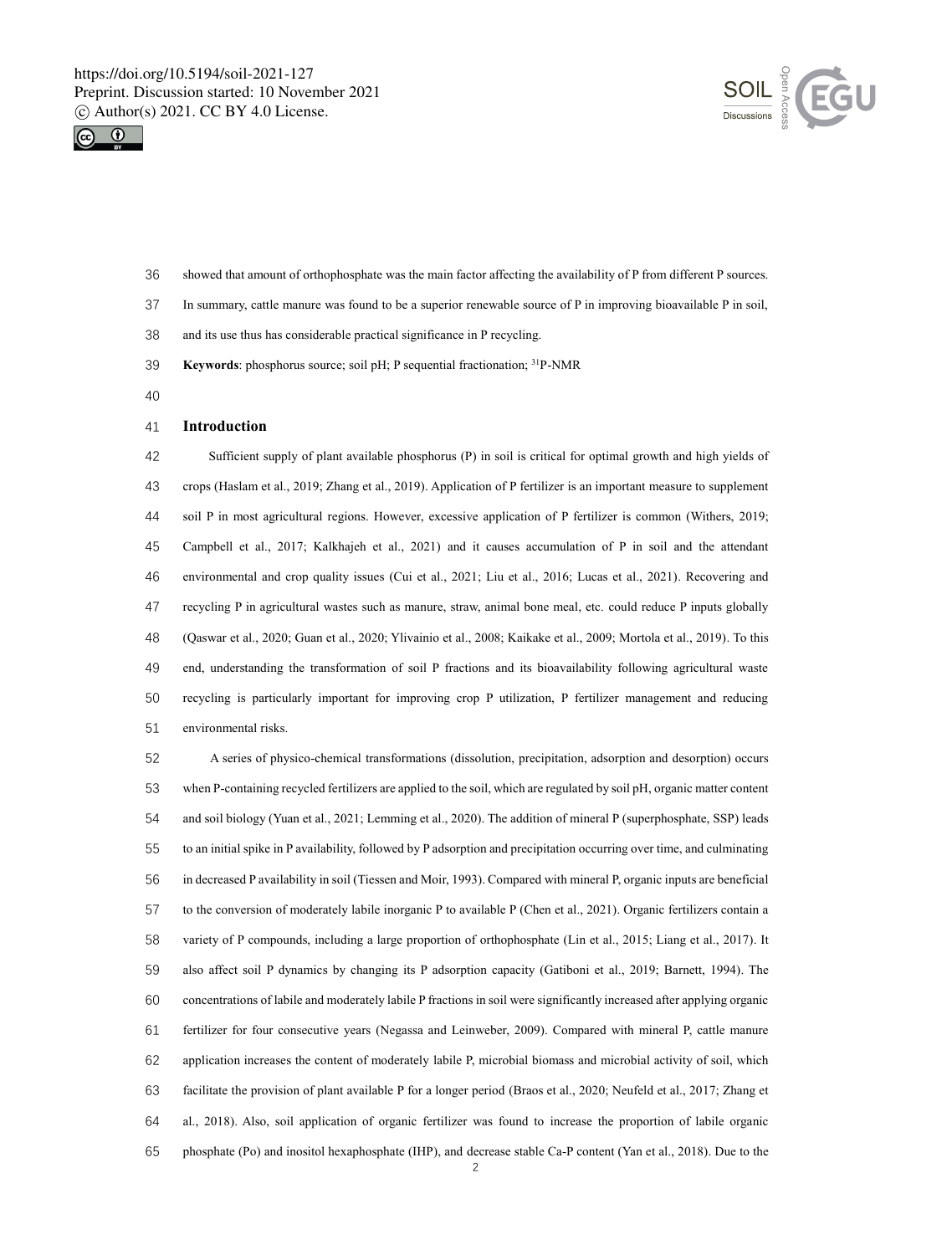showed that amount of orthophosphate was the main factor affecting the availability of P from different P sources. In summary, cattle manure was found to be a superior renewable source of P in improving bioavailable P in soil, and its use thus has considerable practical significance in P recycling.

**Keywords**: phosphorus source; soil pH; P sequential fractionation; $^{31}$P-NMR

## Introduction

Sufficient supply of plant available phosphorus (P) in soil is critical for optimal growth and high yields of crops (Haslam et al., 2019; Zhang et al., 2019). Application of P fertilizer is an important measure to supplement soil P in most agricultural regions. However, excessive application of P fertilizer is common (Withers, 2019; Campbell et al., 2017; Kalkhajeh et al., 2021) and it causes accumulation of P in soil and the attendant environmental and crop quality issues (Cui et al., 2021; Liu et al., 2016; Lucas et al., 2021). Recovering and recycling P in agricultural wastes such as manure, straw, animal bone meal, etc. could reduce P inputs globally (Qaswar et al., 2020; Guan et al., 2020; Ylivainio et al., 2008; Kaikake et al., 2009; Mortola et al., 2019). To this end, understanding the transformation of soil P fractions and its bioavailability following agricultural waste recycling is particularly important for improving crop P utilization, P fertilizer management and reducing environmental risks.

A series of physico-chemical transformations (dissolution, precipitation, adsorption and desorption) occurs when P-containing recycled fertilizers are applied to the soil, which are regulated by soil pH, organic matter content and soil biology (Yuan et al., 2021; Lemming et al., 2020). The addition of mineral P (superphosphate, SSP) leads to an initial spike in P availability, followed by P adsorption and precipitation occurring over time, and culminating in decreased P availability in soil (Tiessen and Moir, 1993). Compared with mineral P, organic inputs are beneficial to the conversion of moderately labile inorganic P to available P (Chen et al., 2021). Organic fertilizers contain a variety of P compounds, including a large proportion of orthophosphate (Lin et al., 2015; Liang et al., 2017). It also affect soil P dynamics by changing its P adsorption capacity (Gatiboni et al., 2019; Barnett, 1994). The concentrations of labile and moderately labile P fractions in soil were significantly increased after applying organic fertilizer for four consecutive years (Negassa and Leinweber, 2009). Compared with mineral P, cattle manure application increases the content of moderately labile P, microbial biomass and microbial activity of soil, which facilitate the provision of plant available P for a longer period (Braos et al., 2020; Neufeld et al., 2017; Zhang et al., 2018). Also, soil application of organic fertilizer was found to increase the proportion of labile organic phosphate (Po) and inositol hexaphosphate (IHP), and decrease stable Ca-P content (Yan et al., 2018). Due to the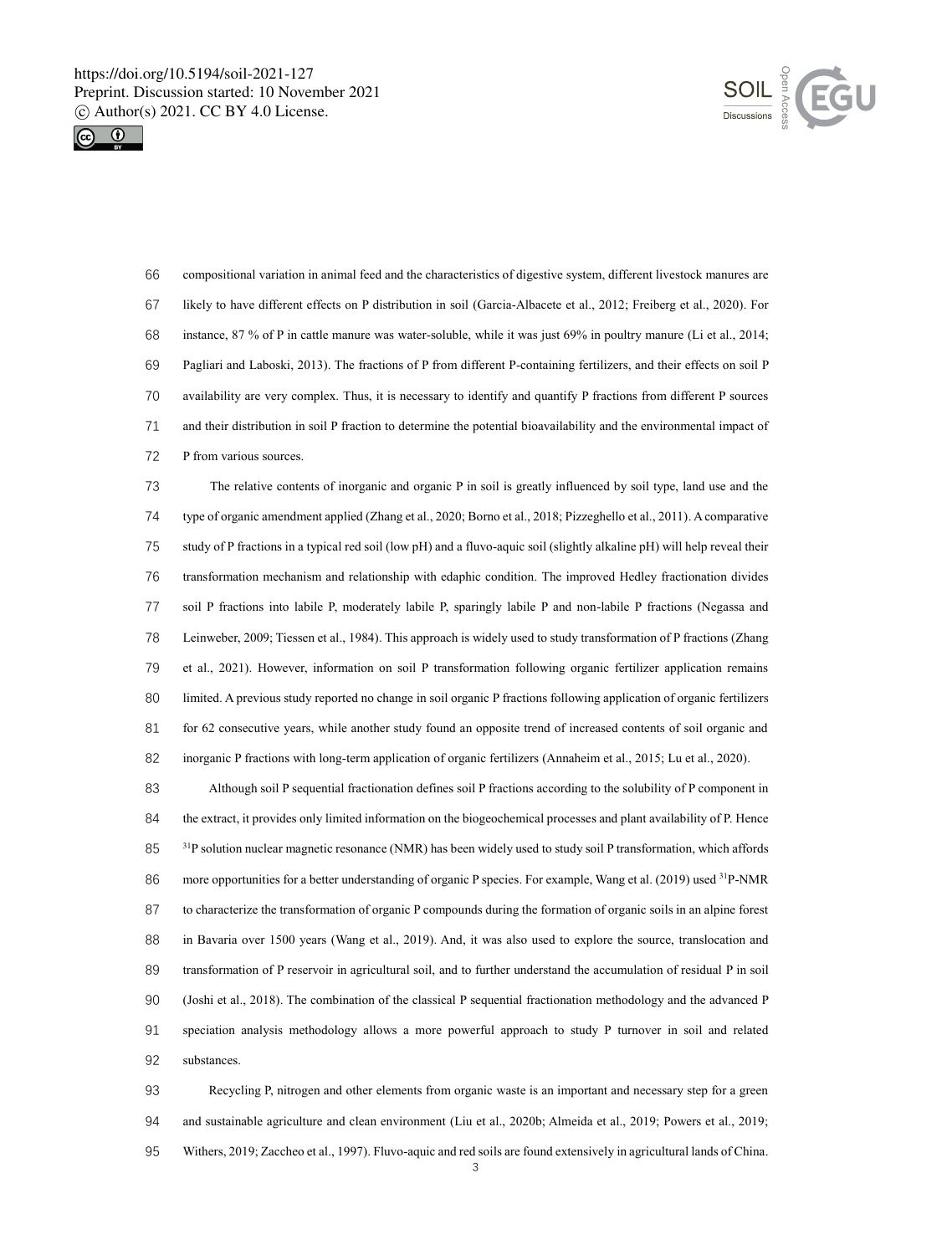compositional variation in animal feed and the characteristics of digestive system, different livestock manures are likely to have different effects on P distribution in soil (Garcia-Albacete et al., 2012; Freiberg et al., 2020). For instance, 87 % of P in cattle manure was water-soluble, while it was just 69% in poultry manure (Li et al., 2014; Pagliari and Laboski, 2013). The fractions of P from different P-containing fertilizers, and their effects on soil P availability are very complex. Thus, it is necessary to identify and quantify P fractions from different P sources and their distribution in soil P fraction to determine the potential bioavailability and the environmental impact of P from various sources.

The relative contents of inorganic and organic P in soil is greatly influenced by soil type, land use and the type of organic amendment applied (Zhang et al., 2020; Borno et al., 2018; Pizzeghello et al., 2011). A comparative study of P fractions in a typical red soil (low pH) and a fluvo-aquic soil (slightly alkaline pH) will help reveal their transformation mechanism and relationship with edaphic condition. The improved Hedley fractionation divides soil P fractions into labile P, moderately labile P, sparingly labile P and non-labile P fractions (Negassa and Leinweber, 2009; Tiessen et al., 1984). This approach is widely used to study transformation of P fractions (Zhang et al., 2021). However, information on soil P transformation following organic fertilizer application remains limited. A previous study reported no change in soil organic P fractions following application of organic fertilizers for 62 consecutive years, while another study found an opposite trend of increased contents of soil organic and inorganic P fractions with long-term application of organic fertilizers (Annaheim et al., 2015; Lu et al., 2020).

Although soil P sequential fractionation defines soil P fractions according to the solubility of P component in the extract, it provides only limited information on the biogeochemical processes and plant availability of P. Hence $^{31}$P solution nuclear magnetic resonance (NMR) has been widely used to study soil P transformation, which affords more opportunities for a better understanding of organic P species. For example, Wang et al. (2019) used $^{31}$P-NMR to characterize the transformation of organic P compounds during the formation of organic soils in an alpine forest in Bavaria over 1500 years (Wang et al., 2019). And, it was also used to explore the source, translocation and transformation of P reservoir in agricultural soil, and to further understand the accumulation of residual P in soil (Joshi et al., 2018). The combination of the classical P sequential fractionation methodology and the advanced P speciation analysis methodology allows a more powerful approach to study P turnover in soil and related substances.

Recycling P, nitrogen and other elements from organic waste is an important and necessary step for a green and sustainable agriculture and clean environment (Liu et al., 2020b; Almeida et al., 2019; Powers et al., 2019; Withers, 2019; Zaccheo et al., 1997). Fluvo-aquic and red soils are found extensively in agricultural lands of China.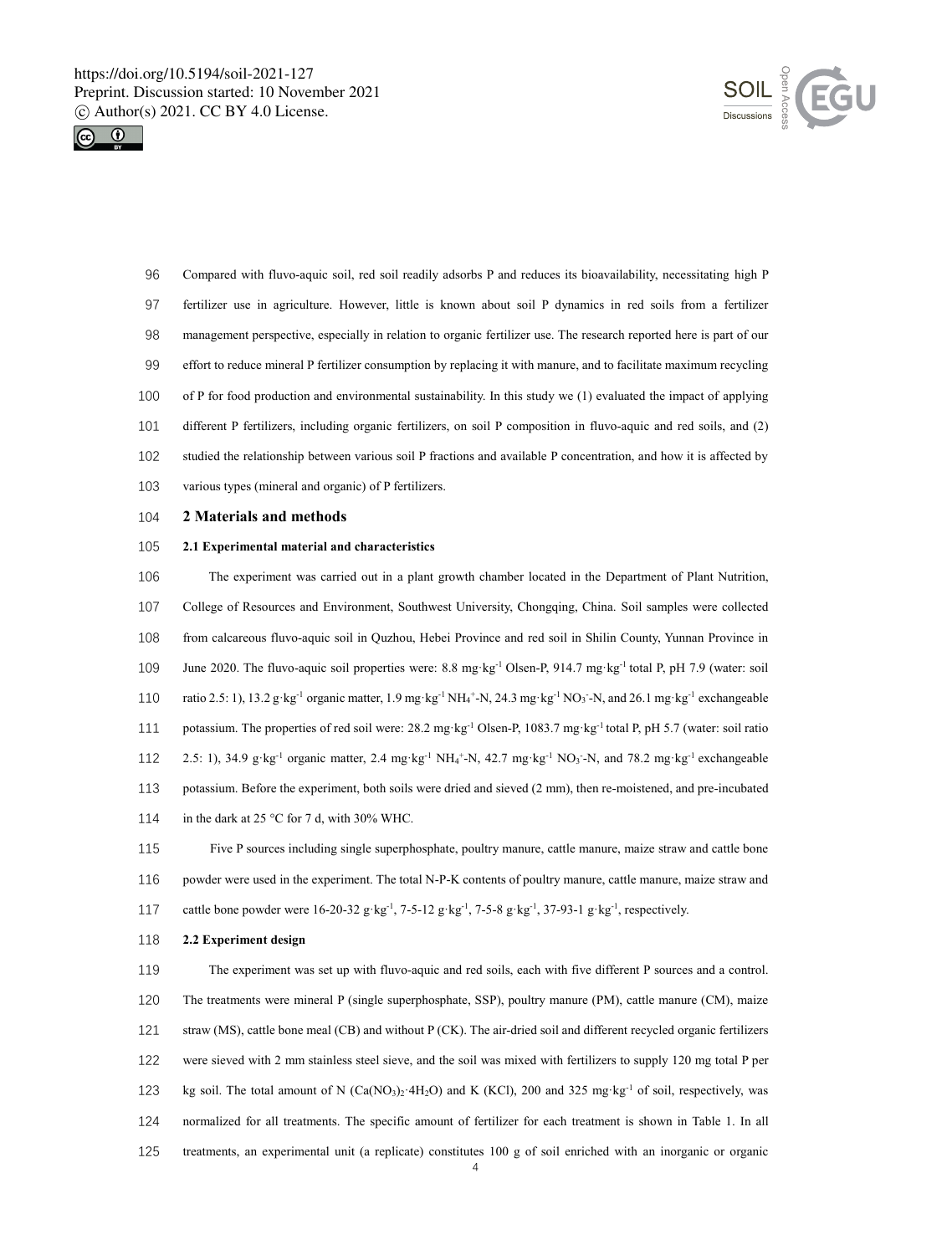Compared with fluvo-aquic soil, red soil readily adsorbs P and reduces its bioavailability, necessitating high P fertilizer use in agriculture. However, little is known about soil P dynamics in red soils from a fertilizer management perspective, especially in relation to organic fertilizer use. The research reported here is part of our effort to reduce mineral P fertilizer consumption by replacing it with manure, and to facilitate maximum recycling of P for food production and environmental sustainability. In this study we (1) evaluated the impact of applying different P fertilizers, including organic fertilizers, on soil P composition in fluvo-aquic and red soils, and (2) studied the relationship between various soil P fractions and available P concentration, and how it is affected by various types (mineral and organic) of P fertilizers.

## 2 Materials and methods

### 2.1 Experimental material and characteristics

The experiment was carried out in a plant growth chamber located in the Department of Plant Nutrition, College of Resources and Environment, Southwest University, Chongqing, China. Soil samples were collected from calcareous fluvo-aquic soil in Quzhou, Hebei Province and red soil in Shilin County, Yunnan Province in June 2020. The fluvo-aquic soil properties were: 8.8 mg·kg$^{-1}$ Olsen-P, 914.7 mg·kg$^{-1}$ total P, pH 7.9 (water: soil ratio 2.5: 1), 13.2 g·kg$^{-1}$ organic matter, 1.9 mg·kg$^{-1}$ $NH_4^+$-N, 24.3 mg·kg$^{-1}$ $NO_3^-$-N, and 26.1 mg·kg$^{-1}$ exchangeable potassium. The properties of red soil were: 28.2 mg·kg$^{-1}$ Olsen-P, 1083.7 mg·kg$^{-1}$ total P, pH 5.7 (water: soil ratio 2.5: 1), 34.9 g·kg$^{-1}$ organic matter, 2.4 mg·kg$^{-1}$ $NH_4^+$-N, 42.7 mg·kg$^{-1}$ $NO_3^-$-N, and 78.2 mg·kg$^{-1}$ exchangeable potassium. Before the experiment, both soils were dried and sieved (2 mm), then re-moistened, and pre-incubated in the dark at 25 °C for 7 d, with 30% WHC.

Five P sources including single superphosphate, poultry manure, cattle manure, maize straw and cattle bone powder were used in the experiment. The total N-P-K contents of poultry manure, cattle manure, maize straw and cattle bone powder were 16-20-32 g·kg$^{-1}$, 7-5-12 g·kg$^{-1}$, 7-5-8 g·kg$^{-1}$, 37-93-1 g·kg$^{-1}$, respectively.

### 2.2 Experiment design

The experiment was set up with fluvo-aquic and red soils, each with five different P sources and a control. The treatments were mineral P (single superphosphate, SSP), poultry manure (PM), cattle manure (CM), maize straw (MS), cattle bone meal (CB) and without P (CK). The air-dried soil and different recycled organic fertilizers were sieved with 2 mm stainless steel sieve, and the soil was mixed with fertilizers to supply 120 mg total P per kg soil. The total amount of N ($Ca(NO_3)_2 \cdot 4H_2O$) and K (KCl), 200 and 325 mg·kg$^{-1}$ of soil, respectively, was normalized for all treatments. The specific amount of fertilizer for each treatment is shown in Table 1. In all treatments, an experimental unit (a replicate) constitutes 100 g of soil enriched with an inorganic or organic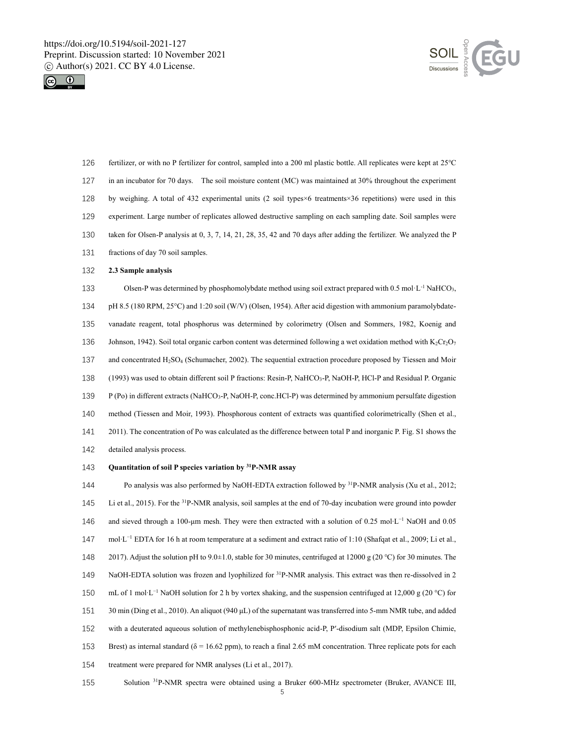fertilizer, or with no P fertilizer for control, sampled into a 200 ml plastic bottle. All replicates were kept at 25°C in an incubator for 70 days. The soil moisture content (MC) was maintained at 30% throughout the experiment by weighing. A total of 432 experimental units (2 soil types×6 treatments×36 repetitions) were used in this experiment. Large number of replicates allowed destructive sampling on each sampling date. Soil samples were taken for Olsen-P analysis at 0, 3, 7, 14, 21, 28, 35, 42 and 70 days after adding the fertilizer. We analyzed the P fractions of day 70 soil samples.

### 2.3 Sample analysis

Olsen-P was determined by phosphomolybdate method using soil extract prepared with 0.5 mol·L$^{-1}$ $NaHCO_3$, pH 8.5 (180 RPM, 25°C) and 1:20 soil (W/V) (Olsen, 1954). After acid digestion with ammonium paramolybdate-vanadate reagent, total phosphorus was determined by colorimetry (Olsen and Sommers, 1982, Koenig and Johnson, 1942). Soil total organic carbon content was determined following a wet oxidation method with $K_2Cr_2O_7$ and concentrated $H_2SO_4$ (Schumacher, 2002). The sequential extraction procedure proposed by Tiessen and Moir (1993) was used to obtain different soil P fractions: Resin-P, $NaHCO_3$-P, NaOH-P, HCl-P and Residual P. Organic P (Po) in different extracts ($NaHCO_3$-P, NaOH-P, conc.HCl-P) was determined by ammonium persulfate digestion method (Tiessen and Moir, 1993). Phosphorous content of extracts was quantified colorimetrically (Shen et al., 2011). The concentration of Po was calculated as the difference between total P and inorganic P. Fig. S1 shows the detailed analysis process.

### Quantitation of soil P species variation by $^{31}$P-NMR assay

Po analysis was also performed by NaOH-EDTA extraction followed by $^{31}$P-NMR analysis (Xu et al., 2012; Li et al., 2015). For the $^{31}$P-NMR analysis, soil samples at the end of 70-day incubation were ground into powder and sieved through a 100-μm mesh. They were then extracted with a solution of 0.25 mol·L$^{-1}$ NaOH and 0.05 mol·L$^{-1}$ EDTA for 16 h at room temperature at a sediment and extract ratio of 1:10 (Shafqat et al., 2009; Li et al., 2017). Adjust the solution pH to 9.0±1.0, stable for 30 minutes, centrifuged at 12000 g (20 °C) for 30 minutes. The NaOH-EDTA solution was frozen and lyophilized for $^{31}$P-NMR analysis. This extract was then re-dissolved in 2 mL of 1 mol·L$^{-1}$ NaOH solution for 2 h by vortex shaking, and the suspension centrifuged at 12,000 g (20 °C) for 30 min (Ding et al., 2010). An aliquot (940 μL) of the supernatant was transferred into 5-mm NMR tube, and added with a deuterated aqueous solution of methylenebisphosphonic acid-P, P′-disodium salt (MDP, Epsilon Chimie, Brest) as internal standard ($\delta$ = 16.62 ppm), to reach a final 2.65 mM concentration. Three replicate pots for each treatment were prepared for NMR analyses (Li et al., 2017).

Solution $^{31}$P-NMR spectra were obtained using a Bruker 600-MHz spectrometer (Bruker, AVANCE III,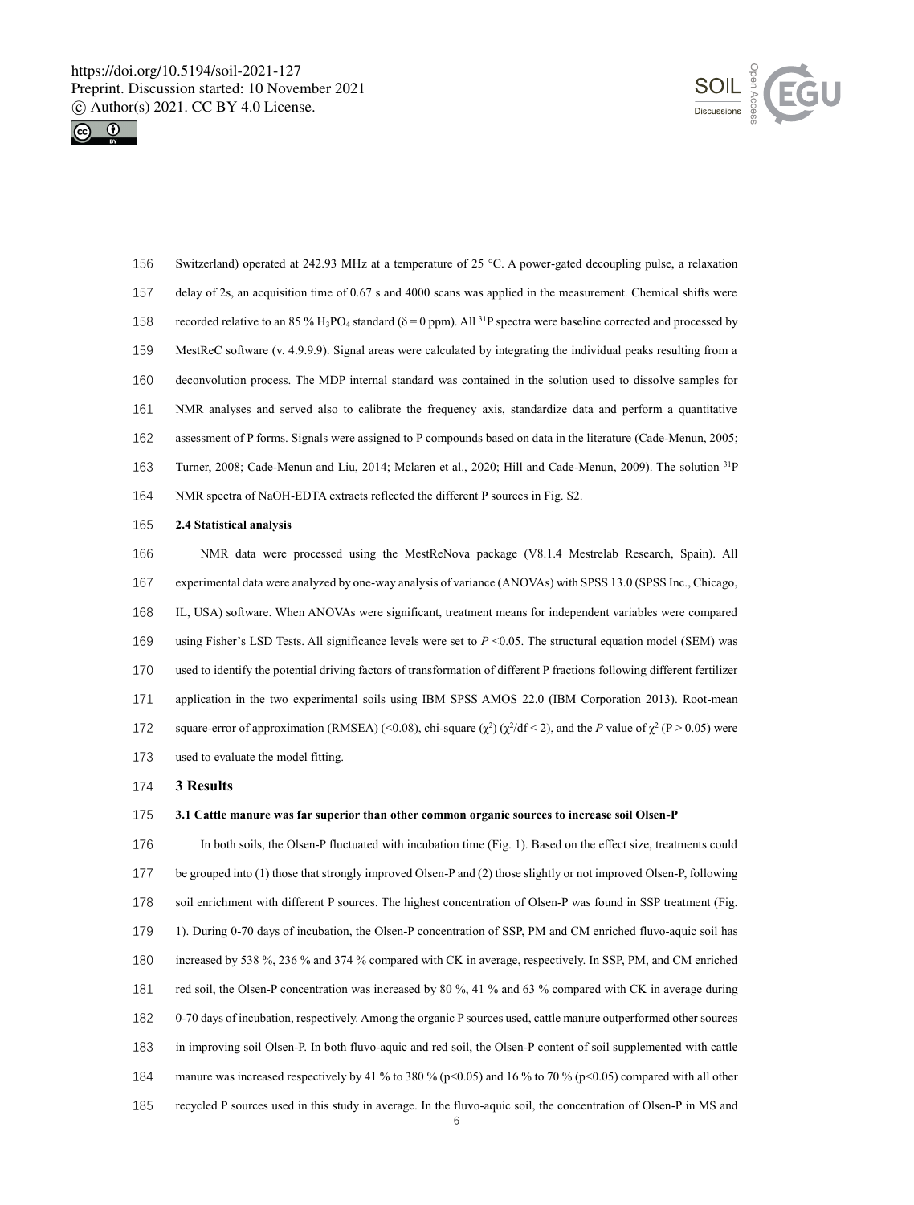Switzerland) operated at 242.93 MHz at a temperature of 25 °C. A power-gated decoupling pulse, a relaxation delay of 2s, an acquisition time of 0.67 s and 4000 scans was applied in the measurement. Chemical shifts were recorded relative to an 85 % $H_3PO_4$ standard ($\delta = 0$ ppm). All $^{31}P$ spectra were baseline corrected and processed by MestReC software (v. 4.9.9.9). Signal areas were calculated by integrating the individual peaks resulting from a deconvolution process. The MDP internal standard was contained in the solution used to dissolve samples for NMR analyses and served also to calibrate the frequency axis, standardize data and perform a quantitative assessment of P forms. Signals were assigned to P compounds based on data in the literature (Cade-Menun, 2005; Turner, 2008; Cade-Menun and Liu, 2014; Mclaren et al., 2020; Hill and Cade-Menun, 2009). The solution $^{31}P$ NMR spectra of NaOH-EDTA extracts reflected the different P sources in Fig. S2.

### 2.4 Statistical analysis

NMR data were processed using the MestReNova package (V8.1.4 Mestrelab Research, Spain). All experimental data were analyzed by one-way analysis of variance (ANOVAs) with SPSS 13.0 (SPSS Inc., Chicago, IL, USA) software. When ANOVAs were significant, treatment means for independent variables were compared using Fisher's LSD Tests. All significance levels were set to $P < 0.05$. The structural equation model (SEM) was used to identify the potential driving factors of transformation of different P fractions following different fertilizer application in the two experimental soils using IBM SPSS AMOS 22.0 (IBM Corporation 2013). Root-mean square-error of approximation (RMSEA) (<0.08), chi-square ($\chi^2$) ($\chi^2/df < 2$), and the $P$ value of $\chi^2$ ($P > 0.05$) were used to evaluate the model fitting.

## 3 Results

### 3.1 Cattle manure was far superior than other common organic sources to increase soil Olsen-P

In both soils, the Olsen-P fluctuated with incubation time (Fig. 1). Based on the effect size, treatments could be grouped into (1) those that strongly improved Olsen-P and (2) those slightly or not improved Olsen-P, following soil enrichment with different P sources. The highest concentration of Olsen-P was found in SSP treatment (Fig. 1). During 0-70 days of incubation, the Olsen-P concentration of SSP, PM and CM enriched fluvo-aquic soil has increased by 538 %, 236 % and 374 % compared with CK in average, respectively. In SSP, PM, and CM enriched red soil, the Olsen-P concentration was increased by 80 %, 41 % and 63 % compared with CK in average during 0-70 days of incubation, respectively. Among the organic P sources used, cattle manure outperformed other sources in improving soil Olsen-P. In both fluvo-aquic and red soil, the Olsen-P content of soil supplemented with cattle manure was increased respectively by 41 % to 380 % ($p<0.05$) and 16 % to 70 % ($p<0.05$) compared with all other recycled P sources used in this study in average. In the fluvo-aquic soil, the concentration of Olsen-P in MS and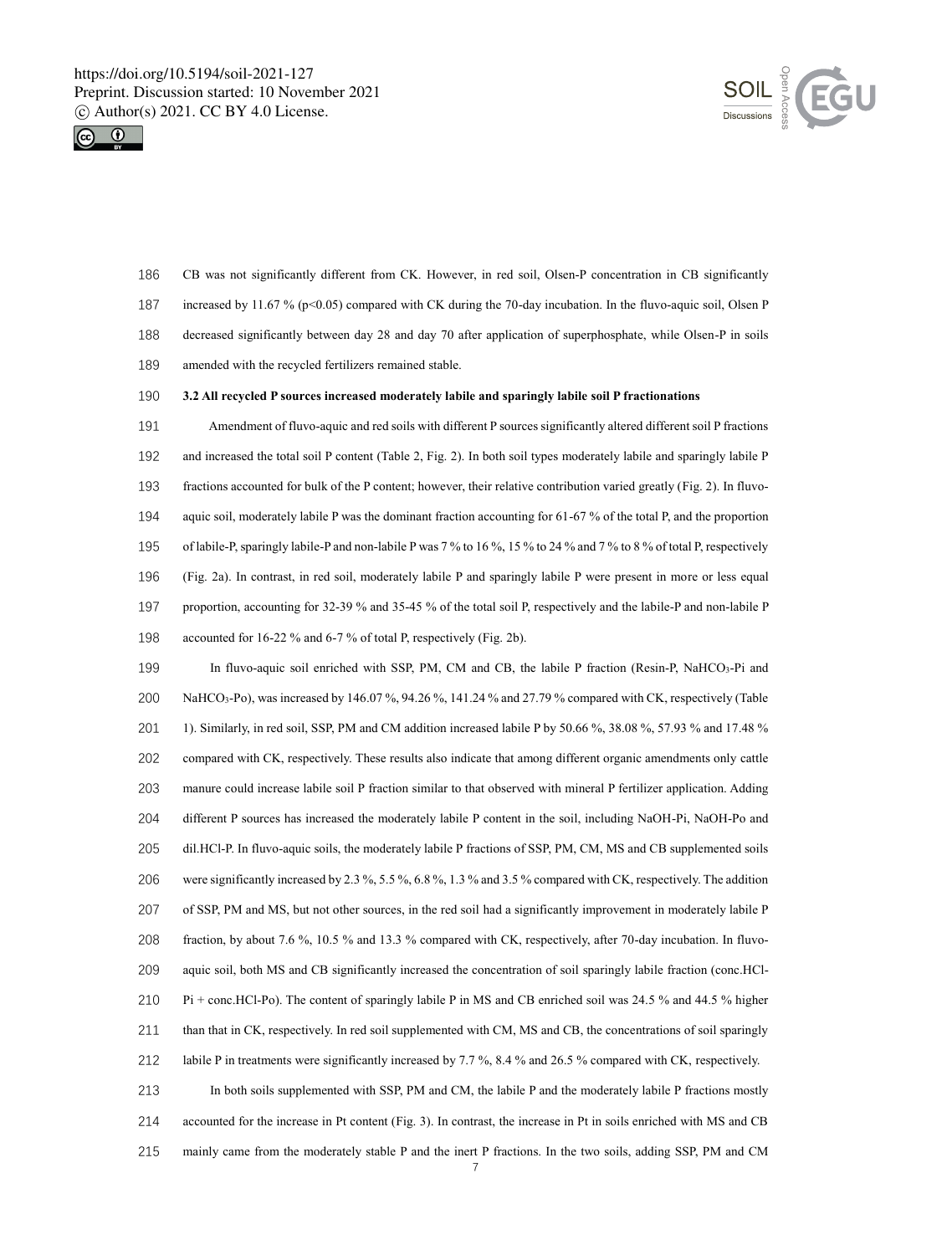CB was not significantly different from CK. However, in red soil, Olsen-P concentration in CB significantly increased by 11.67 % ($p<0.05$) compared with CK during the 70-day incubation. In the fluvo-aquic soil, Olsen P decreased significantly between day 28 and day 70 after application of superphosphate, while Olsen-P in soils amended with the recycled fertilizers remained stable.

### 3.2 All recycled P sources increased moderately labile and sparingly labile soil P fractionations

Amendment of fluvo-aquic and red soils with different P sources significantly altered different soil P fractions and increased the total soil P content (Table 2, Fig. 2). In both soil types moderately labile and sparingly labile P fractions accounted for bulk of the P content; however, their relative contribution varied greatly (Fig. 2). In fluvo-aquic soil, moderately labile P was the dominant fraction accounting for 61-67 % of the total P, and the proportion of labile-P, sparingly labile-P and non-labile P was 7 % to 16 %, 15 % to 24 % and 7 % to 8 % of total P, respectively (Fig. 2a). In contrast, in red soil, moderately labile P and sparingly labile P were present in more or less equal proportion, accounting for 32-39 % and 35-45 % of the total soil P, respectively and the labile-P and non-labile P accounted for 16-22 % and 6-7 % of total P, respectively (Fig. 2b).

In fluvo-aquic soil enriched with SSP, PM, CM and CB, the labile P fraction (Resin-P, $NaHCO_3$-Pi and $NaHCO_3$-Po), was increased by 146.07 %, 94.26 %, 141.24 % and 27.79 % compared with CK, respectively (Table 1). Similarly, in red soil, SSP, PM and CM addition increased labile P by 50.66 %, 38.08 %, 57.93 % and 17.48 % compared with CK, respectively. These results also indicate that among different organic amendments only cattle manure could increase labile soil P fraction similar to that observed with mineral P fertilizer application. Adding different P sources has increased the moderately labile P content in the soil, including NaOH-Pi, NaOH-Po and dil.HCl-P. In fluvo-aquic soils, the moderately labile P fractions of SSP, PM, CM, MS and CB supplemented soils were significantly increased by 2.3 %, 5.5 %, 6.8 %, 1.3 % and 3.5 % compared with CK, respectively. The addition of SSP, PM and MS, but not other sources, in the red soil had a significantly improvement in moderately labile P fraction, by about 7.6 %, 10.5 % and 13.3 % compared with CK, respectively, after 70-day incubation. In fluvo-aquic soil, both MS and CB significantly increased the concentration of soil sparingly labile fraction (conc.HCl-Pi + conc.HCl-Po). The content of sparingly labile P in MS and CB enriched soil was 24.5 % and 44.5 % higher than that in CK, respectively. In red soil supplemented with CM, MS and CB, the concentrations of soil sparingly labile P in treatments were significantly increased by 7.7 %, 8.4 % and 26.5 % compared with CK, respectively.

In both soils supplemented with SSP, PM and CM, the labile P and the moderately labile P fractions mostly accounted for the increase in Pt content (Fig. 3). In contrast, the increase in Pt in soils enriched with MS and CB mainly came from the moderately stable P and the inert P fractions. In the two soils, adding SSP, PM and CM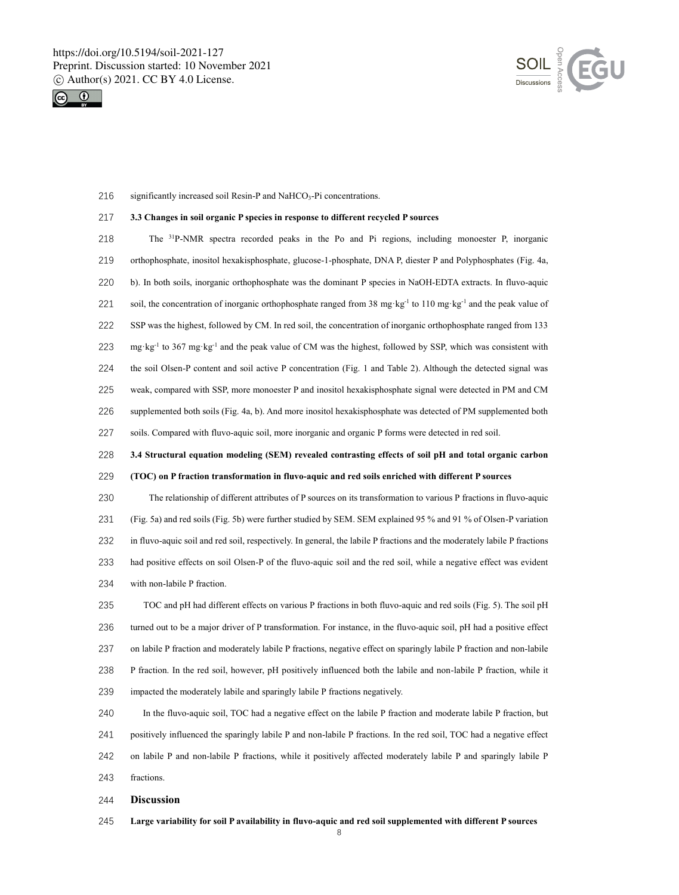significantly increased soil Resin-P and $NaHCO_3$-Pi concentrations.

### 3.3 Changes in soil organic P species in response to different recycled P sources

The $^{31}$P-NMR spectra recorded peaks in the Po and Pi regions, including monoester P, inorganic orthophosphate, inositol hexakisphosphate, glucose-1-phosphate, DNA P, diester P and Polyphosphates (Fig. 4a, b). In both soils, inorganic orthophosphate was the dominant P species in NaOH-EDTA extracts. In fluvo-aquic soil, the concentration of inorganic orthophosphate ranged from 38 $mg \cdot kg^{-1}$ to 110 $mg \cdot kg^{-1}$ and the peak value of SSP was the highest, followed by CM. In red soil, the concentration of inorganic orthophosphate ranged from 133 $mg \cdot kg^{-1}$ to 367 $mg \cdot kg^{-1}$ and the peak value of CM was the highest, followed by SSP, which was consistent with the soil Olsen-P content and soil active P concentration (Fig. 1 and Table 2). Although the detected signal was weak, compared with SSP, more monoester P and inositol hexakisphosphate signal were detected in PM and CM supplemented both soils (Fig. 4a, b). And more inositol hexakisphosphate was detected of PM supplemented both soils. Compared with fluvo-aquic soil, more inorganic and organic P forms were detected in red soil.

### 3.4 Structural equation modeling (SEM) revealed contrasting effects of soil pH and total organic carbon (TOC) on P fraction transformation in fluvo-aquic and red soils enriched with different P sources

The relationship of different attributes of P sources on its transformation to various P fractions in fluvo-aquic (Fig. 5a) and red soils (Fig. 5b) were further studied by SEM. SEM explained 95 % and 91 % of Olsen-P variation in fluvo-aquic soil and red soil, respectively. In general, the labile P fractions and the moderately labile P fractions had positive effects on soil Olsen-P of the fluvo-aquic soil and the red soil, while a negative effect was evident with non-labile P fraction.

TOC and pH had different effects on various P fractions in both fluvo-aquic and red soils (Fig. 5). The soil pH turned out to be a major driver of P transformation. For instance, in the fluvo-aquic soil, pH had a positive effect on labile P fraction and moderately labile P fractions, negative effect on sparingly labile P fraction and non-labile P fraction. In the red soil, however, pH positively influenced both the labile and non-labile P fraction, while it impacted the moderately labile and sparingly labile P fractions negatively.

In the fluvo-aquic soil, TOC had a negative effect on the labile P fraction and moderate labile P fraction, but positively influenced the sparingly labile P and non-labile P fractions. In the red soil, TOC had a negative effect on labile P and non-labile P fractions, while it positively affected moderately labile P and sparingly labile P fractions.

## Discussion

### Large variability for soil P availability in fluvo-aquic and red soil supplemented with different P sources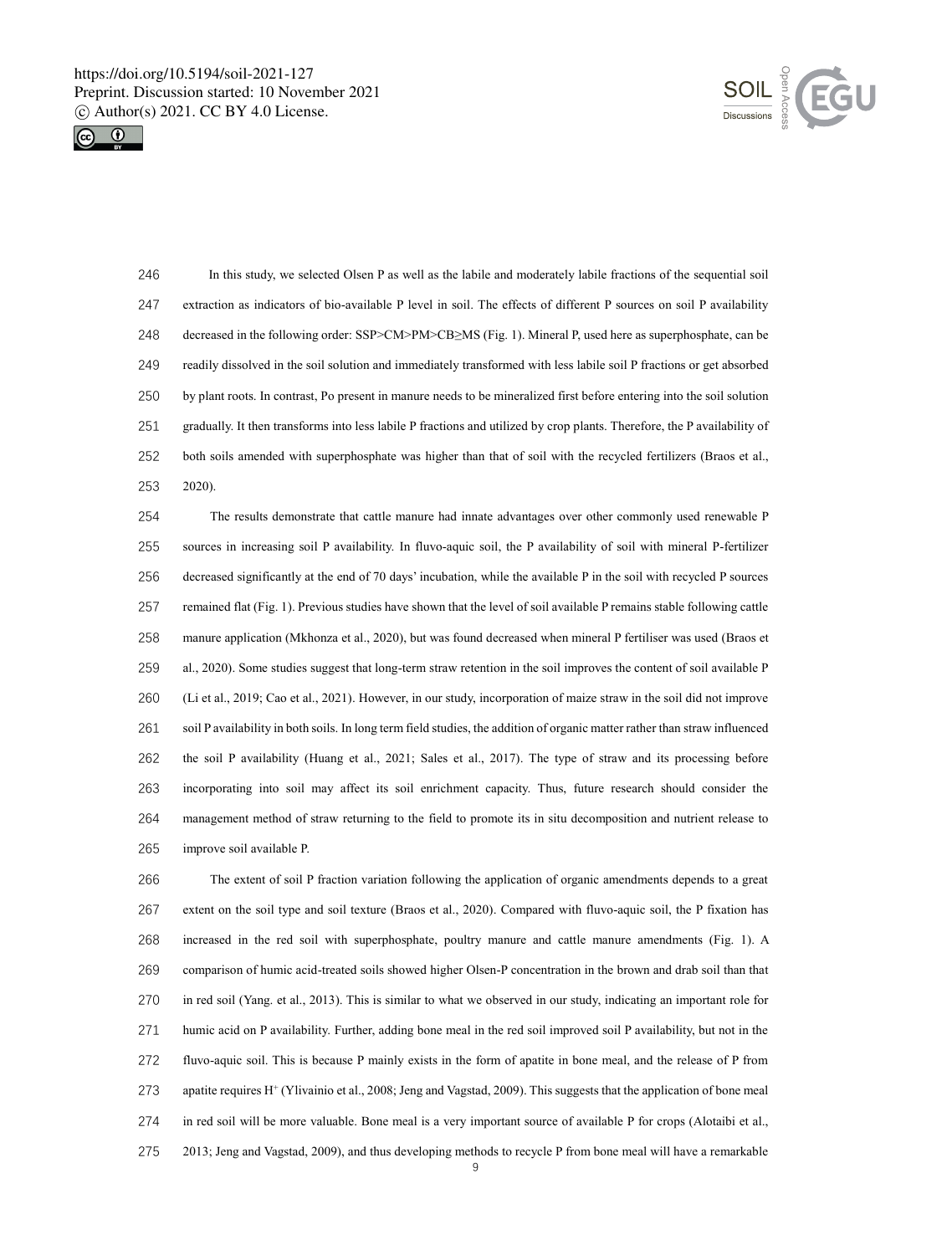In this study, we selected Olsen P as well as the labile and moderately labile fractions of the sequential soil extraction as indicators of bio-available P level in soil. The effects of different P sources on soil P availability decreased in the following order: SSP>CM>PM>CB≥MS (Fig. 1). Mineral P, used here as superphosphate, can be readily dissolved in the soil solution and immediately transformed with less labile soil P fractions or get absorbed by plant roots. In contrast, Po present in manure needs to be mineralized first before entering into the soil solution gradually. It then transforms into less labile P fractions and utilized by crop plants. Therefore, the P availability of both soils amended with superphosphate was higher than that of soil with the recycled fertilizers (Braos et al., 2020).

The results demonstrate that cattle manure had innate advantages over other commonly used renewable P sources in increasing soil P availability. In fluvo-aquic soil, the P availability of soil with mineral P-fertilizer decreased significantly at the end of 70 days' incubation, while the available P in the soil with recycled P sources remained flat (Fig. 1). Previous studies have shown that the level of soil available P remains stable following cattle manure application (Mkhonza et al., 2020), but was found decreased when mineral P fertiliser was used (Braos et al., 2020). Some studies suggest that long-term straw retention in the soil improves the content of soil available P (Li et al., 2019; Cao et al., 2021). However, in our study, incorporation of maize straw in the soil did not improve soil P availability in both soils. In long term field studies, the addition of organic matter rather than straw influenced the soil P availability (Huang et al., 2021; Sales et al., 2017). The type of straw and its processing before incorporating into soil may affect its soil enrichment capacity. Thus, future research should consider the management method of straw returning to the field to promote its in situ decomposition and nutrient release to improve soil available P.

The extent of soil P fraction variation following the application of organic amendments depends to a great extent on the soil type and soil texture (Braos et al., 2020). Compared with fluvo-aquic soil, the P fixation has increased in the red soil with superphosphate, poultry manure and cattle manure amendments (Fig. 1). A comparison of humic acid-treated soils showed higher Olsen-P concentration in the brown and drab soil than that in red soil (Yang. et al., 2013). This is similar to what we observed in our study, indicating an important role for humic acid on P availability. Further, adding bone meal in the red soil improved soil P availability, but not in the fluvo-aquic soil. This is because P mainly exists in the form of apatite in bone meal, and the release of P from apatite requires $H^+$ (Ylivainio et al., 2008; Jeng and Vagstad, 2009). This suggests that the application of bone meal in red soil will be more valuable. Bone meal is a very important source of available P for crops (Alotaibi et al., 2013; Jeng and Vagstad, 2009), and thus developing methods to recycle P from bone meal will have a remarkable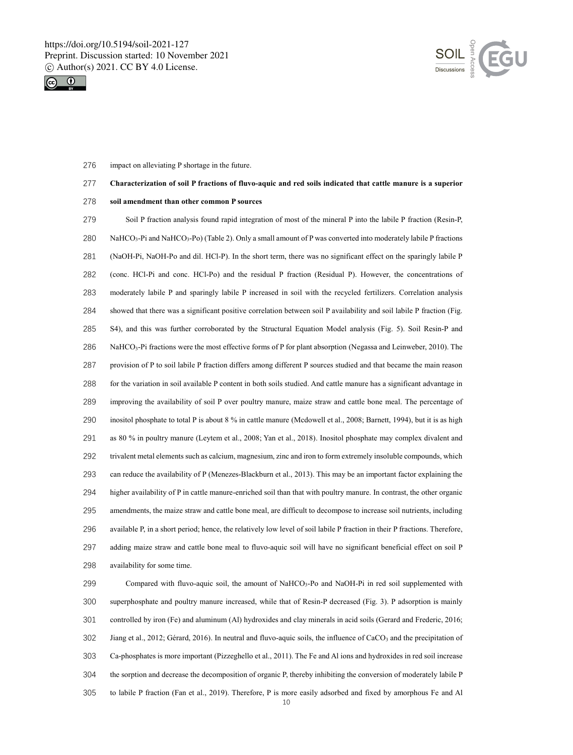impact on alleviating P shortage in the future.

**Characterization of soil P fractions of fluvo-aquic and red soils indicated that cattle manure is a superior soil amendment than other common P sources**

Soil P fraction analysis found rapid integration of most of the mineral P into the labile P fraction (Resin-P, $NaHCO_3$-Pi and $NaHCO_3$-Po) (Table 2). Only a small amount of P was converted into moderately labile P fractions (NaOH-Pi, NaOH-Po and dil. HCl-P). In the short term, there was no significant effect on the sparingly labile P (conc. HCl-Pi and conc. HCl-Po) and the residual P fraction (Residual P). However, the concentrations of moderately labile P and sparingly labile P increased in soil with the recycled fertilizers. Correlation analysis showed that there was a significant positive correlation between soil P availability and soil labile P fraction (Fig. S4), and this was further corroborated by the Structural Equation Model analysis (Fig. 5). Soil Resin-P and $NaHCO_3$-Pi fractions were the most effective forms of P for plant absorption (Negassa and Leinweber, 2010). The provision of P to soil labile P fraction differs among different P sources studied and that became the main reason for the variation in soil available P content in both soils studied. And cattle manure has a significant advantage in improving the availability of soil P over poultry manure, maize straw and cattle bone meal. The percentage of inositol phosphate to total P is about 8 % in cattle manure (Mcdowell et al., 2008; Barnett, 1994), but it is as high as 80 % in poultry manure (Leytem et al., 2008; Yan et al., 2018). Inositol phosphate may complex divalent and trivalent metal elements such as calcium, magnesium, zinc and iron to form extremely insoluble compounds, which can reduce the availability of P (Menezes-Blackburn et al., 2013). This may be an important factor explaining the higher availability of P in cattle manure-enriched soil than that with poultry manure. In contrast, the other organic amendments, the maize straw and cattle bone meal, are difficult to decompose to increase soil nutrients, including available P, in a short period; hence, the relatively low level of soil labile P fraction in their P fractions. Therefore, adding maize straw and cattle bone meal to fluvo-aquic soil will have no significant beneficial effect on soil P availability for some time.

Compared with fluvo-aquic soil, the amount of $NaHCO_3$-Po and NaOH-Pi in red soil supplemented with superphosphate and poultry manure increased, while that of Resin-P decreased (Fig. 3). P adsorption is mainly controlled by iron (Fe) and aluminum (Al) hydroxides and clay minerals in acid soils (Gerard and Frederic, 2016; Jiang et al., 2012; Gérard, 2016). In neutral and fluvo-aquic soils, the influence of $CaCO_3$ and the precipitation of Ca-phosphates is more important (Pizzeghello et al., 2011). The Fe and Al ions and hydroxides in red soil increase the sorption and decrease the decomposition of organic P, thereby inhibiting the conversion of moderately labile P to labile P fraction (Fan et al., 2019). Therefore, P is more easily adsorbed and fixed by amorphous Fe and Al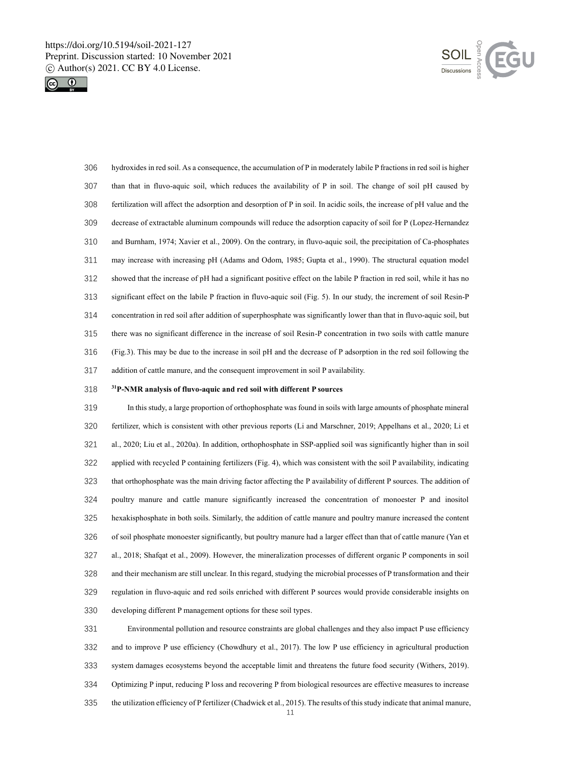hydroxides in red soil. As a consequence, the accumulation of P in moderately labile P fractions in red soil is higher than that in fluvo-aquic soil, which reduces the availability of P in soil. The change of soil pH caused by fertilization will affect the adsorption and desorption of P in soil. In acidic soils, the increase of pH value and the decrease of extractable aluminum compounds will reduce the adsorption capacity of soil for P (Lopez-Hernandez and Burnham, 1974; Xavier et al., 2009). On the contrary, in fluvo-aquic soil, the precipitation of Ca-phosphates may increase with increasing pH (Adams and Odom, 1985; Gupta et al., 1990). The structural equation model showed that the increase of pH had a significant positive effect on the labile P fraction in red soil, while it has no significant effect on the labile P fraction in fluvo-aquic soil (Fig. 5). In our study, the increment of soil Resin-P concentration in red soil after addition of superphosphate was significantly lower than that in fluvo-aquic soil, but there was no significant difference in the increase of soil Resin-P concentration in two soils with cattle manure (Fig.3). This may be due to the increase in soil pH and the decrease of P adsorption in the red soil following the addition of cattle manure, and the consequent improvement in soil P availability.

**$^{31}$P-NMR analysis of fluvo-aquic and red soil with different P sources**

In this study, a large proportion of orthophosphate was found in soils with large amounts of phosphate mineral fertilizer, which is consistent with other previous reports (Li and Marschner, 2019; Appelhans et al., 2020; Li et al., 2020; Liu et al., 2020a). In addition, orthophosphate in SSP-applied soil was significantly higher than in soil applied with recycled P containing fertilizers (Fig. 4), which was consistent with the soil P availability, indicating that orthophosphate was the main driving factor affecting the P availability of different P sources. The addition of poultry manure and cattle manure significantly increased the concentration of monoester P and inositol hexakisphosphate in both soils. Similarly, the addition of cattle manure and poultry manure increased the content of soil phosphate monoester significantly, but poultry manure had a larger effect than that of cattle manure (Yan et al., 2018; Shafqat et al., 2009). However, the mineralization processes of different organic P components in soil and their mechanism are still unclear. In this regard, studying the microbial processes of P transformation and their regulation in fluvo-aquic and red soils enriched with different P sources would provide considerable insights on developing different P management options for these soil types.

Environmental pollution and resource constraints are global challenges and they also impact P use efficiency and to improve P use efficiency (Chowdhury et al., 2017). The low P use efficiency in agricultural production system damages ecosystems beyond the acceptable limit and threatens the future food security (Withers, 2019). Optimizing P input, reducing P loss and recovering P from biological resources are effective measures to increase the utilization efficiency of P fertilizer (Chadwick et al., 2015). The results of this study indicate that animal manure,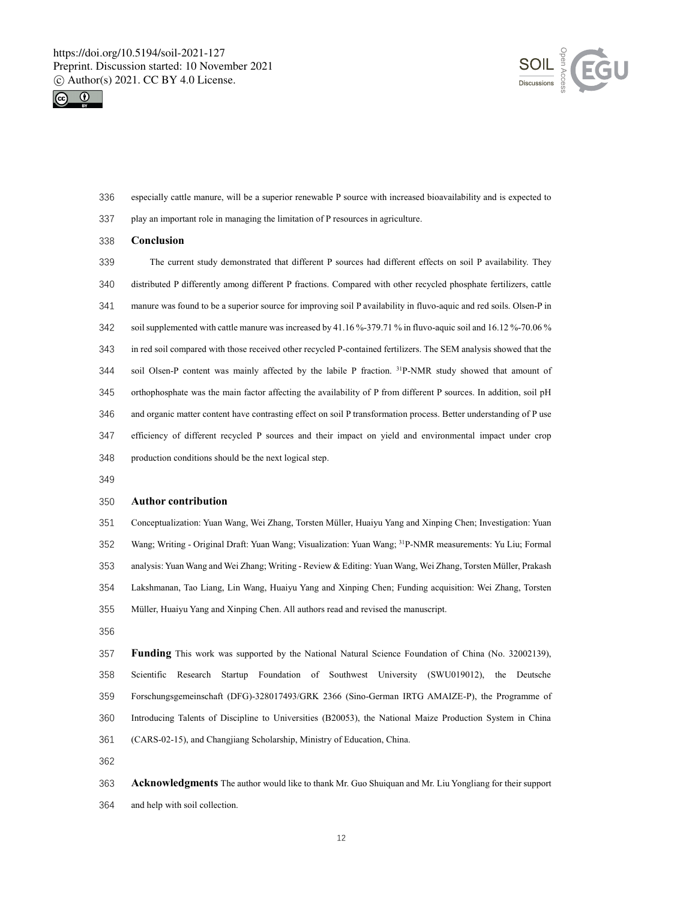especially cattle manure, will be a superior renewable P source with increased bioavailability and is expected to play an important role in managing the limitation of P resources in agriculture.

## Conclusion

The current study demonstrated that different P sources had different effects on soil P availability. They distributed P differently among different P fractions. Compared with other recycled phosphate fertilizers, cattle manure was found to be a superior source for improving soil P availability in fluvo-aquic and red soils. Olsen-P in soil supplemented with cattle manure was increased by 41.16 %-379.71 % in fluvo-aquic soil and 16.12 %-70.06 % in red soil compared with those received other recycled P-contained fertilizers. The SEM analysis showed that the soil Olsen-P content was mainly affected by the labile P fraction. $^{31}$P-NMR study showed that amount of orthophosphate was the main factor affecting the availability of P from different P sources. In addition, soil pH and organic matter content have contrasting effect on soil P transformation process. Better understanding of P use efficiency of different recycled P sources and their impact on yield and environmental impact under crop production conditions should be the next logical step.

## Author contribution

Conceptualization: Yuan Wang, Wei Zhang, Torsten Müller, Huaiyu Yang and Xinping Chen; Investigation: Yuan Wang; Writing - Original Draft: Yuan Wang; Visualization: Yuan Wang; $^{31}$P-NMR measurements: Yu Liu; Formal analysis: Yuan Wang and Wei Zhang; Writing - Review & Editing: Yuan Wang, Wei Zhang, Torsten Müller, Prakash Lakshmanan, Tao Liang, Lin Wang, Huaiyu Yang and Xinping Chen; Funding acquisition: Wei Zhang, Torsten Müller, Huaiyu Yang and Xinping Chen. All authors read and revised the manuscript.

**Funding** This work was supported by the National Natural Science Foundation of China (No. 32002139), Scientific Research Startup Foundation of Southwest University (SWU019012), the Deutsche Forschungsgemeinschaft (DFG)-328017493/GRK 2366 (Sino-German IRTG AMAIZE-P), the Programme of Introducing Talents of Discipline to Universities (B20053), the National Maize Production System in China (CARS-02-15), and Changjiang Scholarship, Ministry of Education, China.

**Acknowledgments** The author would like to thank Mr. Guo Shuiquan and Mr. Liu Yongliang for their support and help with soil collection.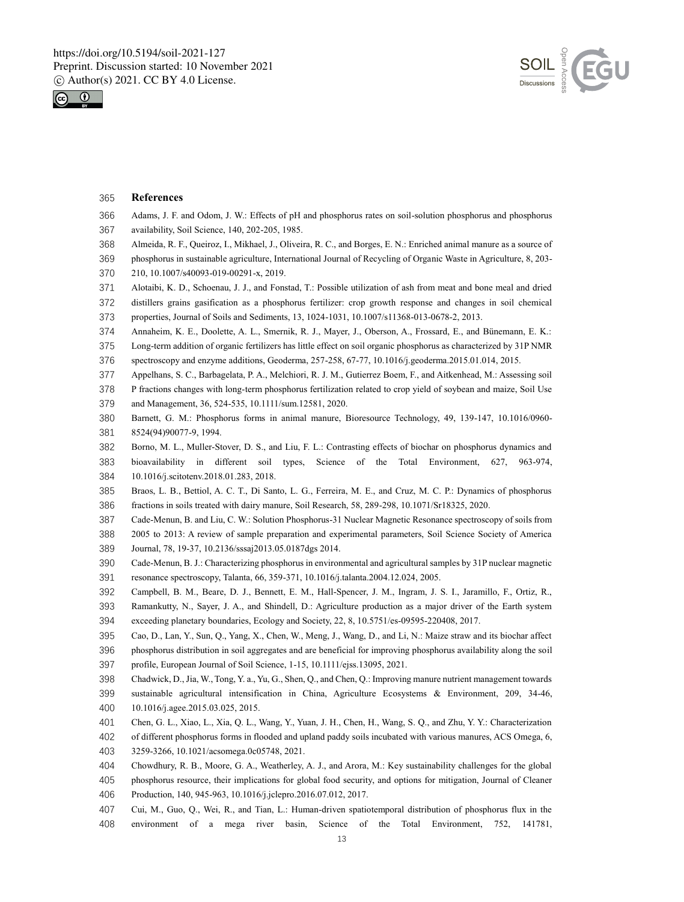## References

Adams, J. F. and Odom, J. W.: Effects of pH and phosphorus rates on soil-solution phosphorus and phosphorus availability, Soil Science, 140, 202-205, 1985.

Almeida, R. F., Queiroz, I., Mikhael, J., Oliveira, R. C., and Borges, E. N.: Enriched animal manure as a source of phosphorus in sustainable agriculture, International Journal of Recycling of Organic Waste in Agriculture, 8, 203-210, 10.1007/s40093-019-00291-x, 2019.

Alotaibi, K. D., Schoenau, J. J., and Fonstad, T.: Possible utilization of ash from meat and bone meal and dried distillers grains gasification as a phosphorus fertilizer: crop growth response and changes in soil chemical properties, Journal of Soils and Sediments, 13, 1024-1031, 10.1007/s11368-013-0678-2, 2013.

Annaheim, K. E., Doolette, A. L., Smernik, R. J., Mayer, J., Oberson, A., Frossard, E., and Bünemann, E. K.: Long-term addition of organic fertilizers has little effect on soil organic phosphorus as characterized by 31P NMR spectroscopy and enzyme additions, Geoderma, 257-258, 67-77, 10.1016/j.geoderma.2015.01.014, 2015.

Appelhans, S. C., Barbagelata, P. A., Melchiori, R. J. M., Gutierrez Boem, F., and Aitkenhead, M.: Assessing soil P fractions changes with long-term phosphorus fertilization related to crop yield of soybean and maize, Soil Use and Management, 36, 524-535, 10.1111/sum.12581, 2020.

Barnett, G. M.: Phosphorus forms in animal manure, Bioresource Technology, 49, 139-147, 10.1016/0960-8524(94)90077-9, 1994.

Borno, M. L., Muller-Stover, D. S., and Liu, F. L.: Contrasting effects of biochar on phosphorus dynamics and bioavailability in different soil types, Science of the Total Environment, 627, 963-974, 10.1016/j.scitotenv.2018.01.283, 2018.

Braos, L. B., Bettiol, A. C. T., Di Santo, L. G., Ferreira, M. E., and Cruz, M. C. P.: Dynamics of phosphorus fractions in soils treated with dairy manure, Soil Research, 58, 289-298, 10.1071/Sr18325, 2020.

Cade-Menun, B. and Liu, C. W.: Solution Phosphorus-31 Nuclear Magnetic Resonance spectroscopy of soils from 2005 to 2013: A review of sample preparation and experimental parameters, Soil Science Society of America Journal, 78, 19-37, 10.2136/sssaj2013.05.0187dgs 2014.

Cade-Menun, B. J.: Characterizing phosphorus in environmental and agricultural samples by 31P nuclear magnetic resonance spectroscopy, Talanta, 66, 359-371, 10.1016/j.talanta.2004.12.024, 2005.

Campbell, B. M., Beare, D. J., Bennett, E. M., Hall-Spencer, J. M., Ingram, J. S. I., Jaramillo, F., Ortiz, R., Ramankutty, N., Sayer, J. A., and Shindell, D.: Agriculture production as a major driver of the Earth system exceeding planetary boundaries, Ecology and Society, 22, 8, 10.5751/es-09595-220408, 2017.

Cao, D., Lan, Y., Sun, Q., Yang, X., Chen, W., Meng, J., Wang, D., and Li, N.: Maize straw and its biochar affect phosphorus distribution in soil aggregates and are beneficial for improving phosphorus availability along the soil profile, European Journal of Soil Science, 1-15, 10.1111/ejss.13095, 2021.

Chadwick, D., Jia, W., Tong, Y. a., Yu, G., Shen, Q., and Chen, Q.: Improving manure nutrient management towards sustainable agricultural intensification in China, Agriculture Ecosystems & Environment, 209, 34-46, 10.1016/j.agee.2015.03.025, 2015.

Chen, G. L., Xiao, L., Xia, Q. L., Wang, Y., Yuan, J. H., Chen, H., Wang, S. Q., and Zhu, Y. Y.: Characterization of different phosphorus forms in flooded and upland paddy soils incubated with various manures, ACS Omega, 6, 3259-3266, 10.1021/acsomega.0c05748, 2021.

Chowdhury, R. B., Moore, G. A., Weatherley, A. J., and Arora, M.: Key sustainability challenges for the global phosphorus resource, their implications for global food security, and options for mitigation, Journal of Cleaner Production, 140, 945-963, 10.1016/j.jclepro.2016.07.012, 2017.

Cui, M., Guo, Q., Wei, R., and Tian, L.: Human-driven spatiotemporal distribution of phosphorus flux in the environment of a mega river basin, Science of the Total Environment, 752, 141781,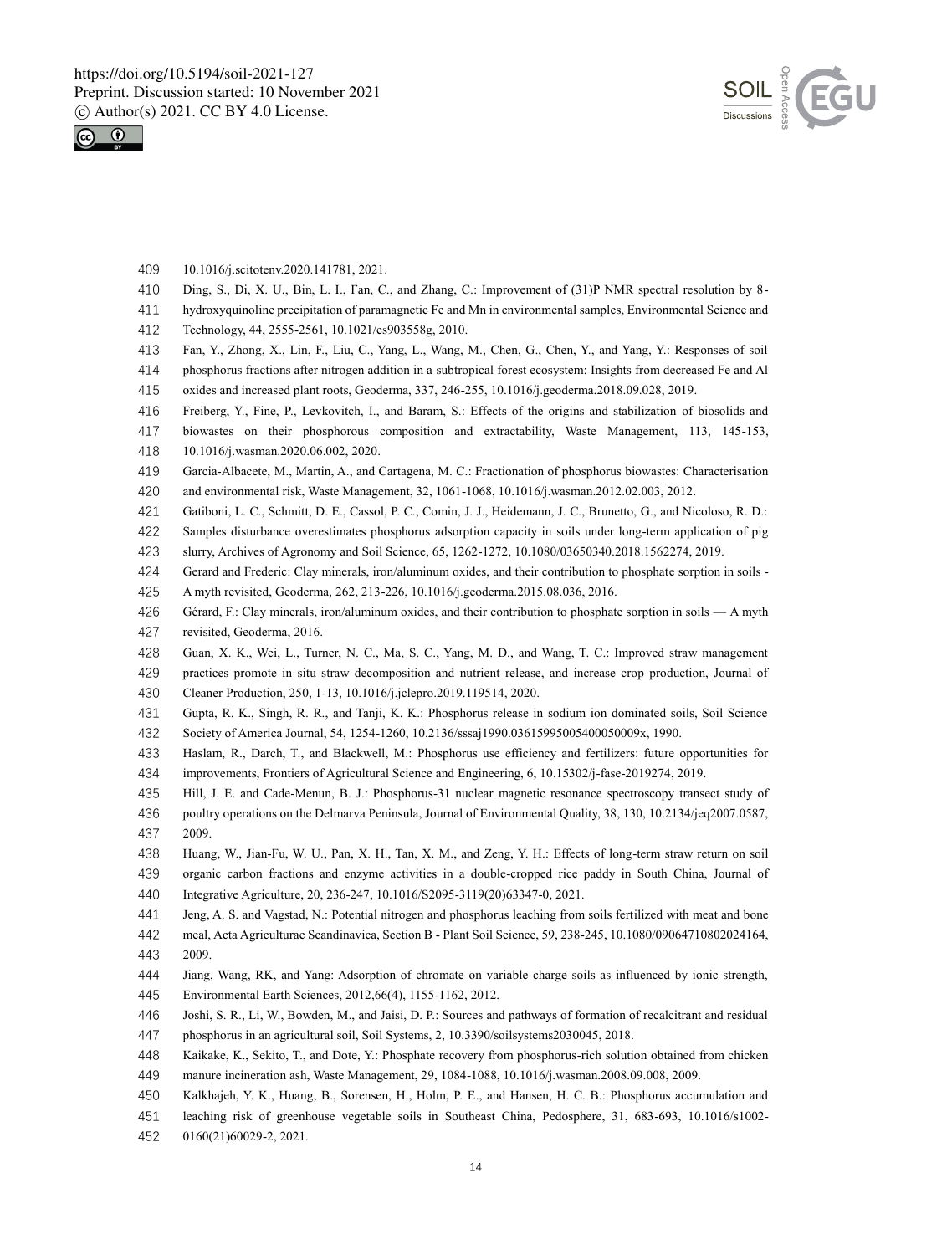10.1016/j.scitotenv.2020.141781, 2021.

Ding, S., Di, X. U., Bin, L. I., Fan, C., and Zhang, C.: Improvement of (31)P NMR spectral resolution by 8-hydroxyquinoline precipitation of paramagnetic Fe and Mn in environmental samples, Environmental Science and Technology, 44, 2555-2561, 10.1021/es903558g, 2010.

Fan, Y., Zhong, X., Lin, F., Liu, C., Yang, L., Wang, M., Chen, G., Chen, Y., and Yang, Y.: Responses of soil phosphorus fractions after nitrogen addition in a subtropical forest ecosystem: Insights from decreased Fe and Al oxides and increased plant roots, Geoderma, 337, 246-255, 10.1016/j.geoderma.2018.09.028, 2019.

Freiberg, Y., Fine, P., Levkovitch, I., and Baram, S.: Effects of the origins and stabilization of biosolids and biowastes on their phosphorous composition and extractability, Waste Management, 113, 145-153, 10.1016/j.wasman.2020.06.002, 2020.

Garcia-Albacete, M., Martin, A., and Cartagena, M. C.: Fractionation of phosphorus biowastes: Characterisation and environmental risk, Waste Management, 32, 1061-1068, 10.1016/j.wasman.2012.02.003, 2012.

Gatiboni, L. C., Schmitt, D. E., Cassol, P. C., Comin, J. J., Heidemann, J. C., Brunetto, G., and Nicoloso, R. D.: Samples disturbance overestimates phosphorus adsorption capacity in soils under long-term application of pig slurry, Archives of Agronomy and Soil Science, 65, 1262-1272, 10.1080/03650340.2018.1562274, 2019.

Gerard and Frederic: Clay minerals, iron/aluminum oxides, and their contribution to phosphate sorption in soils - A myth revisited, Geoderma, 262, 213-226, 10.1016/j.geoderma.2015.08.036, 2016.

Gérard, F.: Clay minerals, iron/aluminum oxides, and their contribution to phosphate sorption in soils — A myth revisited, Geoderma, 2016.

Guan, X. K., Wei, L., Turner, N. C., Ma, S. C., Yang, M. D., and Wang, T. C.: Improved straw management practices promote in situ straw decomposition and nutrient release, and increase crop production, Journal of Cleaner Production, 250, 1-13, 10.1016/j.jclepro.2019.119514, 2020.

Gupta, R. K., Singh, R. R., and Tanji, K. K.: Phosphorus release in sodium ion dominated soils, Soil Science Society of America Journal, 54, 1254-1260, 10.2136/sssaj1990.03615995005400050009x, 1990.

Haslam, R., Darch, T., and Blackwell, M.: Phosphorus use efficiency and fertilizers: future opportunities for improvements, Frontiers of Agricultural Science and Engineering, 6, 10.15302/j-fase-2019274, 2019.

Hill, J. E. and Cade-Menun, B. J.: Phosphorus-31 nuclear magnetic resonance spectroscopy transect study of poultry operations on the Delmarva Peninsula, Journal of Environmental Quality, 38, 130, 10.2134/jeq2007.0587, 2009.

Huang, W., Jian-Fu, W. U., Pan, X. H., Tan, X. M., and Zeng, Y. H.: Effects of long-term straw return on soil organic carbon fractions and enzyme activities in a double-cropped rice paddy in South China, Journal of Integrative Agriculture, 20, 236-247, 10.1016/S2095-3119(20)63347-0, 2021.

Jeng, A. S. and Vagstad, N.: Potential nitrogen and phosphorus leaching from soils fertilized with meat and bone meal, Acta Agriculturae Scandinavica, Section B - Plant Soil Science, 59, 238-245, 10.1080/09064710802024164, 2009.

Jiang, Wang, RK, and Yang: Adsorption of chromate on variable charge soils as influenced by ionic strength, Environmental Earth Sciences, 2012,66(4), 1155-1162, 2012.

Joshi, S. R., Li, W., Bowden, M., and Jaisi, D. P.: Sources and pathways of formation of recalcitrant and residual phosphorus in an agricultural soil, Soil Systems, 2, 10.3390/soilsystems2030045, 2018.

Kaikake, K., Sekito, T., and Dote, Y.: Phosphate recovery from phosphorus-rich solution obtained from chicken manure incineration ash, Waste Management, 29, 1084-1088, 10.1016/j.wasman.2008.09.008, 2009.

Kalkhajeh, Y. K., Huang, B., Sorensen, H., Holm, P. E., and Hansen, H. C. B.: Phosphorus accumulation and leaching risk of greenhouse vegetable soils in Southeast China, Pedosphere, 31, 683-693, 10.1016/s1002-0160(21)60029-2, 2021.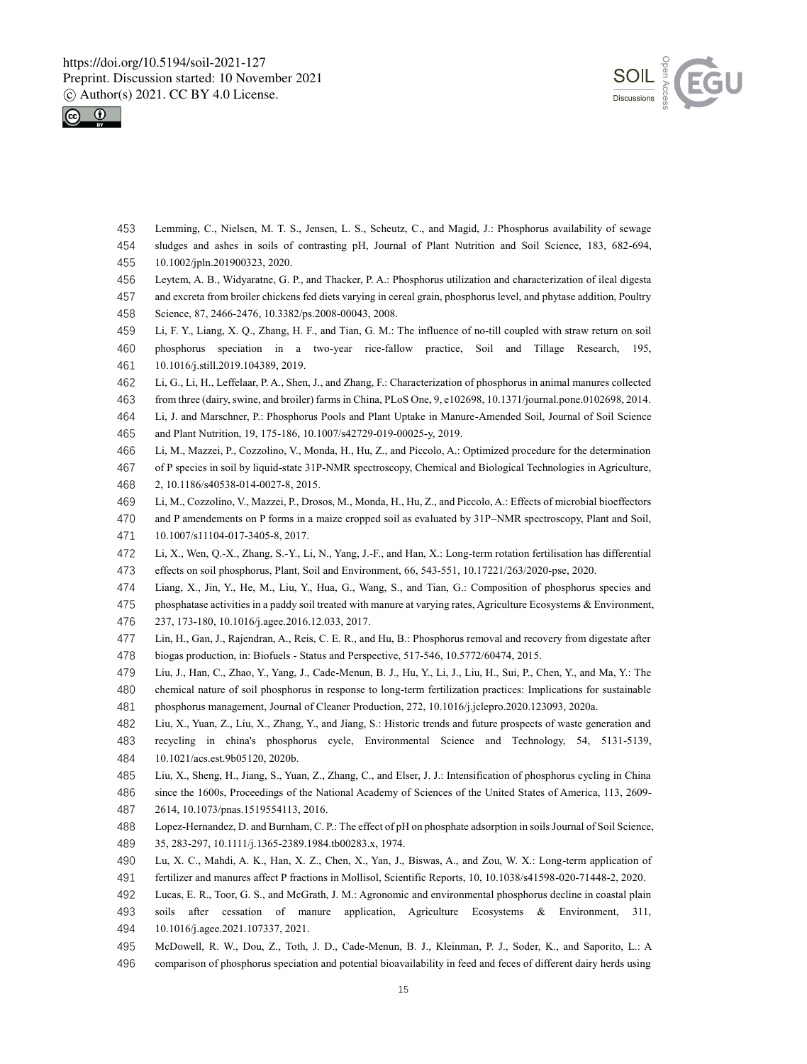Lemming, C., Nielsen, M. T. S., Jensen, L. S., Scheutz, C., and Magid, J.: Phosphorus availability of sewage sludges and ashes in soils of contrasting pH, Journal of Plant Nutrition and Soil Science, 183, 682-694, 10.1002/jpln.201900323, 2020.

Leytem, A. B., Widyaratne, G. P., and Thacker, P. A.: Phosphorus utilization and characterization of ileal digesta and excreta from broiler chickens fed diets varying in cereal grain, phosphorus level, and phytase addition, Poultry Science, 87, 2466-2476, 10.3382/ps.2008-00043, 2008.

Li, F. Y., Liang, X. Q., Zhang, H. F., and Tian, G. M.: The influence of no-till coupled with straw return on soil phosphorus speciation in a two-year rice-fallow practice, Soil and Tillage Research, 195, 10.1016/j.still.2019.104389, 2019.

Li, G., Li, H., Leffelaar, P. A., Shen, J., and Zhang, F.: Characterization of phosphorus in animal manures collected from three (dairy, swine, and broiler) farms in China, PLoS One, 9, e102698, 10.1371/journal.pone.0102698, 2014.

Li, J. and Marschner, P.: Phosphorus Pools and Plant Uptake in Manure-Amended Soil, Journal of Soil Science and Plant Nutrition, 19, 175-186, 10.1007/s42729-019-00025-y, 2019.

Li, M., Mazzei, P., Cozzolino, V., Monda, H., Hu, Z., and Piccolo, A.: Optimized procedure for the determination of P species in soil by liquid-state 31P-NMR spectroscopy, Chemical and Biological Technologies in Agriculture, 2, 10.1186/s40538-014-0027-8, 2015.

Li, M., Cozzolino, V., Mazzei, P., Drosos, M., Monda, H., Hu, Z., and Piccolo, A.: Effects of microbial bioeffectors and P amendements on P forms in a maize cropped soil as evaluated by 31P–NMR spectroscopy, Plant and Soil, 10.1007/s11104-017-3405-8, 2017.

Li, X., Wen, Q.-X., Zhang, S.-Y., Li, N., Yang, J.-F., and Han, X.: Long-term rotation fertilisation has differential effects on soil phosphorus, Plant, Soil and Environment, 66, 543-551, 10.17221/263/2020-pse, 2020.

Liang, X., Jin, Y., He, M., Liu, Y., Hua, G., Wang, S., and Tian, G.: Composition of phosphorus species and phosphatase activities in a paddy soil treated with manure at varying rates, Agriculture Ecosystems & Environment, 237, 173-180, 10.1016/j.agee.2016.12.033, 2017.

Lin, H., Gan, J., Rajendran, A., Reis, C. E. R., and Hu, B.: Phosphorus removal and recovery from digestate after biogas production, in: Biofuels - Status and Perspective, 517-546, 10.5772/60474, 2015.

Liu, J., Han, C., Zhao, Y., Yang, J., Cade-Menun, B. J., Hu, Y., Li, J., Liu, H., Sui, P., Chen, Y., and Ma, Y.: The chemical nature of soil phosphorus in response to long-term fertilization practices: Implications for sustainable phosphorus management, Journal of Cleaner Production, 272, 10.1016/j.jclepro.2020.123093, 2020a.

Liu, X., Yuan, Z., Liu, X., Zhang, Y., and Jiang, S.: Historic trends and future prospects of waste generation and recycling in china's phosphorus cycle, Environmental Science and Technology, 54, 5131-5139, 10.1021/acs.est.9b05120, 2020b.

Liu, X., Sheng, H., Jiang, S., Yuan, Z., Zhang, C., and Elser, J. J.: Intensification of phosphorus cycling in China since the 1600s, Proceedings of the National Academy of Sciences of the United States of America, 113, 2609-2614, 10.1073/pnas.1519554113, 2016.

Lopez-Hernandez, D. and Burnham, C. P.: The effect of pH on phosphate adsorption in soils Journal of Soil Science, 35, 283-297, 10.1111/j.1365-2389.1984.tb00283.x, 1974.

Lu, X. C., Mahdi, A. K., Han, X. Z., Chen, X., Yan, J., Biswas, A., and Zou, W. X.: Long-term application of fertilizer and manures affect P fractions in Mollisol, Scientific Reports, 10, 10.1038/s41598-020-71448-2, 2020.

Lucas, E. R., Toor, G. S., and McGrath, J. M.: Agronomic and environmental phosphorus decline in coastal plain soils after cessation of manure application, Agriculture Ecosystems & Environment, 311, 10.1016/j.agee.2021.107337, 2021.

McDowell, R. W., Dou, Z., Toth, J. D., Cade-Menun, B. J., Kleinman, P. J., Soder, K., and Saporito, L.: A comparison of phosphorus speciation and potential bioavailability in feed and feces of different dairy herds using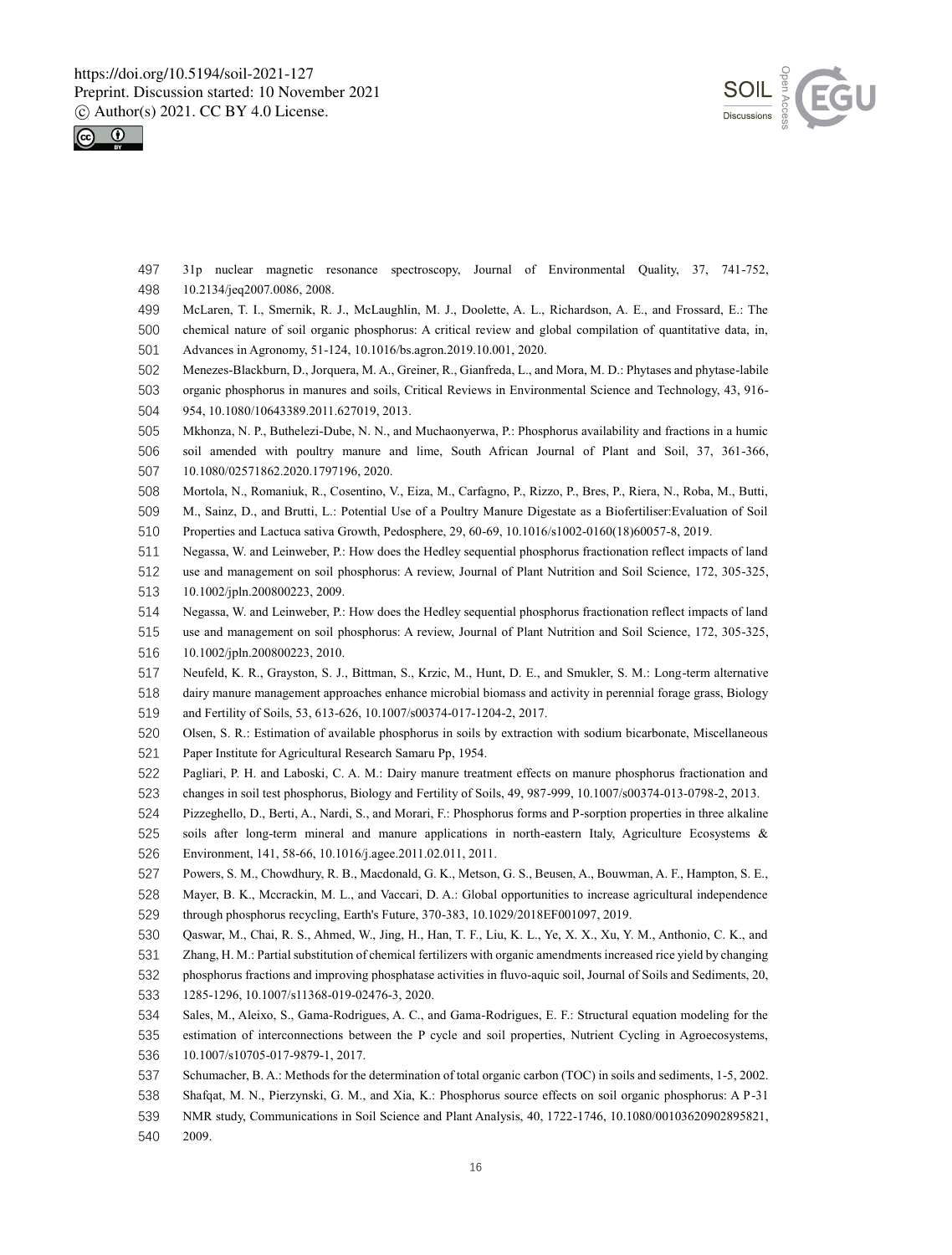31p nuclear magnetic resonance spectroscopy, Journal of Environmental Quality, 37, 741-752, 10.2134/jeq2007.0086, 2008.

McLaren, T. I., Smernik, R. J., McLaughlin, M. J., Doolette, A. L., Richardson, A. E., and Frossard, E.: The chemical nature of soil organic phosphorus: A critical review and global compilation of quantitative data, in, Advances in Agronomy, 51-124, 10.1016/bs.agron.2019.10.001, 2020.

Menezes-Blackburn, D., Jorquera, M. A., Greiner, R., Gianfreda, L., and Mora, M. D.: Phytases and phytase-labile organic phosphorus in manures and soils, Critical Reviews in Environmental Science and Technology, 43, 916-954, 10.1080/10643389.2011.627019, 2013.

Mkhonza, N. P., Buthelezi-Dube, N. N., and Muchaonyerwa, P.: Phosphorus availability and fractions in a humic soil amended with poultry manure and lime, South African Journal of Plant and Soil, 37, 361-366, 10.1080/02571862.2020.1797196, 2020.

Mortola, N., Romaniuk, R., Cosentino, V., Eiza, M., Carfagno, P., Rizzo, P., Bres, P., Riera, N., Roba, M., Butti, M., Sainz, D., and Brutti, L.: Potential Use of a Poultry Manure Digestate as a Biofertiliser:Evaluation of Soil Properties and Lactuca sativa Growth, Pedosphere, 29, 60-69, 10.1016/s1002-0160(18)60057-8, 2019.

Negassa, W. and Leinweber, P.: How does the Hedley sequential phosphorus fractionation reflect impacts of land use and management on soil phosphorus: A review, Journal of Plant Nutrition and Soil Science, 172, 305-325, 10.1002/jpln.200800223, 2009.

Negassa, W. and Leinweber, P.: How does the Hedley sequential phosphorus fractionation reflect impacts of land use and management on soil phosphorus: A review, Journal of Plant Nutrition and Soil Science, 172, 305-325, 10.1002/jpln.200800223, 2010.

Neufeld, K. R., Grayston, S. J., Bittman, S., Krzic, M., Hunt, D. E., and Smukler, S. M.: Long-term alternative dairy manure management approaches enhance microbial biomass and activity in perennial forage grass, Biology and Fertility of Soils, 53, 613-626, 10.1007/s00374-017-1204-2, 2017.

Olsen, S. R.: Estimation of available phosphorus in soils by extraction with sodium bicarbonate, Miscellaneous Paper Institute for Agricultural Research Samaru Pp, 1954.

Pagliari, P. H. and Laboski, C. A. M.: Dairy manure treatment effects on manure phosphorus fractionation and changes in soil test phosphorus, Biology and Fertility of Soils, 49, 987-999, 10.1007/s00374-013-0798-2, 2013.

Pizzeghello, D., Berti, A., Nardi, S., and Morari, F.: Phosphorus forms and P-sorption properties in three alkaline soils after long-term mineral and manure applications in north-eastern Italy, Agriculture Ecosystems & Environment, 141, 58-66, 10.1016/j.agee.2011.02.011, 2011.

Powers, S. M., Chowdhury, R. B., Macdonald, G. K., Metson, G. S., Beusen, A., Bouwman, A. F., Hampton, S. E., Mayer, B. K., Mccrackin, M. L., and Vaccari, D. A.: Global opportunities to increase agricultural independence through phosphorus recycling, Earth's Future, 370-383, 10.1029/2018EF001097, 2019.

Qaswar, M., Chai, R. S., Ahmed, W., Jing, H., Han, T. F., Liu, K. L., Ye, X. X., Xu, Y. M., Anthonio, C. K., and Zhang, H. M.: Partial substitution of chemical fertilizers with organic amendments increased rice yield by changing phosphorus fractions and improving phosphatase activities in fluvo-aquic soil, Journal of Soils and Sediments, 20, 1285-1296, 10.1007/s11368-019-02476-3, 2020.

Sales, M., Aleixo, S., Gama-Rodrigues, A. C., and Gama-Rodrigues, E. F.: Structural equation modeling for the estimation of interconnections between the P cycle and soil properties, Nutrient Cycling in Agroecosystems, 10.1007/s10705-017-9879-1, 2017.

Schumacher, B. A.: Methods for the determination of total organic carbon (TOC) in soils and sediments, 1-5, 2002.

Shafqat, M. N., Pierzynski, G. M., and Xia, K.: Phosphorus source effects on soil organic phosphorus: A P-31 NMR study, Communications in Soil Science and Plant Analysis, 40, 1722-1746, 10.1080/00103620902895821, 2009.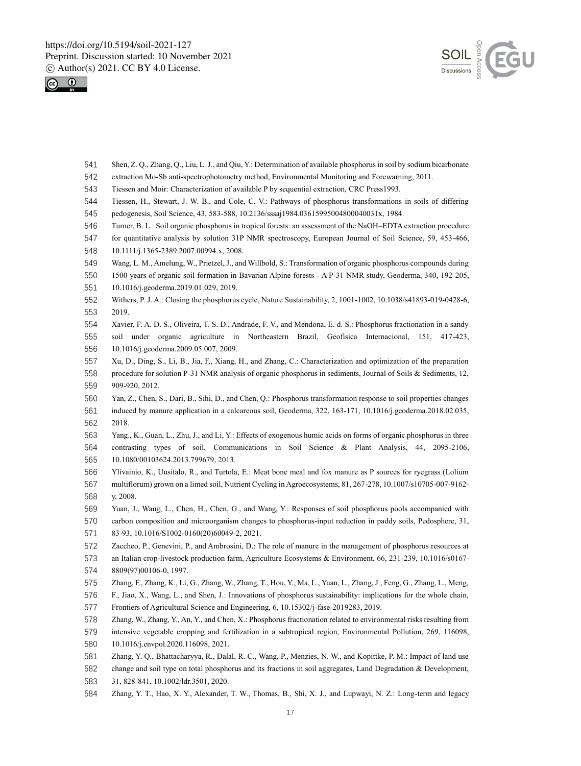Shen, Z. Q., Zhang, Q., Liu, L. J., and Qiu, Y.: Determination of available phosphorus in soil by sodium bicarbonate extraction Mo-Sb anti-spectrophotometry method, Environmental Monitoring and Forewarning, 2011.

Tiessen and Moir: Characterization of available P by sequential extraction, CRC Press1993.

Tiessen, H., Stewart, J. W. B., and Cole, C. V.: Pathways of phosphorus transformations in soils of differing pedogenesis, Soil Science, 43, 583-588, 10.2136/sssaj1984.03615995004800040031x, 1984.

Turner, B. L.: Soil organic phosphorus in tropical forests: an assessment of the NaOH–EDTA extraction procedure for quantitative analysis by solution 31P NMR spectroscopy, European Journal of Soil Science, 59, 453-466, 10.1111/j.1365-2389.2007.00994.x, 2008.

Wang, L. M., Amelung, W., Prietzel, J., and Willbold, S.: Transformation of organic phosphorus compounds during 1500 years of organic soil formation in Bavarian Alpine forests - A P-31 NMR study, Geoderma, 340, 192-205, 10.1016/j.geoderma.2019.01.029, 2019.

Withers, P. J. A.: Closing the phosphorus cycle, Nature Sustainability, 2, 1001-1002, 10.1038/s41893-019-0428-6, 2019.

Xavier, F. A. D. S., Oliveira, T. S. D., Andrade, F. V., and Mendona, E. d. S.: Phosphorus fractionation in a sandy soil under organic agriculture in Northeastern Brazil, Geofisica Internacional, 151, 417-423, 10.1016/j.geoderma.2009.05.007, 2009.

Xu, D., Ding, S., Li, B., Jia, F., Xiang, H., and Zhang, C.: Characterization and optimization of the preparation procedure for solution P-31 NMR analysis of organic phosphorus in sediments, Journal of Soils & Sediments, 12, 909-920, 2012.

Yan, Z., Chen, S., Dari, B., Sihi, D., and Chen, Q.: Phosphorus transformation response to soil properties changes induced by manure application in a calcareous soil, Geoderma, 322, 163-171, 10.1016/j.geoderma.2018.02.035, 2018.

Yang., K., Guan, L., Zhu, J., and Li, Y.: Effects of exogenous humic acids on forms of organic phosphorus in three contrasting types of soil, Communications in Soil Science & Plant Analysis, 44, 2095-2106, 10.1080/00103624.2013.799679, 2013.

Ylivainio, K., Uusitalo, R., and Turtola, E.: Meat bone meal and fox manure as P sources for ryegrass (Lolium multiflorum) grown on a limed soil, Nutrient Cycling in Agroecosystems, 81, 267-278, 10.1007/s10705-007-9162-y, 2008.

Yuan, J., Wang, L., Chen, H., Chen, G., and Wang, Y.: Responses of soil phosphorus pools accompanied with carbon composition and microorganism changes to phosphorus-input reduction in paddy soils, Pedosphere, 31, 83-93, 10.1016/S1002-0160(20)60049-2, 2021.

Zaccheo, P., Genevini, P., and Ambrosini, D.: The role of manure in the management of phosphorus resources at an Italian crop-livestock production farm, Agriculture Ecosystems & Environment, 66, 231-239, 10.1016/s0167-8809(97)00106-0, 1997.

Zhang, F., Zhang, K., Li, G., Zhang, W., Zhang, T., Hou, Y., Ma, L., Yuan, L., Zhang, J., Feng, G., Zhang, L., Meng, F., Jiao, X., Wang, L., and Shen, J.: Innovations of phosphorus sustainability: implications for the whole chain, Frontiers of Agricultural Science and Engineering, 6, 10.15302/j-fase-2019283, 2019.

Zhang, W., Zhang, Y., An, Y., and Chen, X.: Phosphorus fractionation related to environmental risks resulting from intensive vegetable cropping and fertilization in a subtropical region, Environmental Pollution, 269, 116098, 10.1016/j.envpol.2020.116098, 2021.

Zhang, Y. Q., Bhattacharyya, R., Dalal, R. C., Wang, P., Menzies, N. W., and Kopittke, P. M.: Impact of land use change and soil type on total phosphorus and its fractions in soil aggregates, Land Degradation & Development, 31, 828-841, 10.1002/ldr.3501, 2020.

Zhang, Y. T., Hao, X. Y., Alexander, T. W., Thomas, B., Shi, X. J., and Lupwayi, N. Z.: Long-term and legacy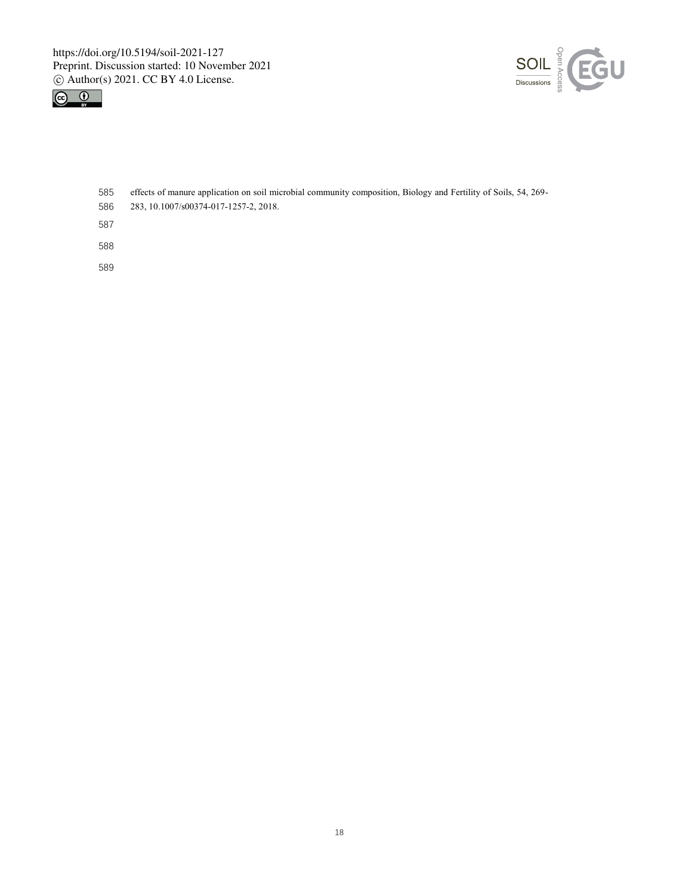effects of manure application on soil microbial community composition, Biology and Fertility of Soils, 54, 269-283, 10.1007/s00374-017-1257-2, 2018.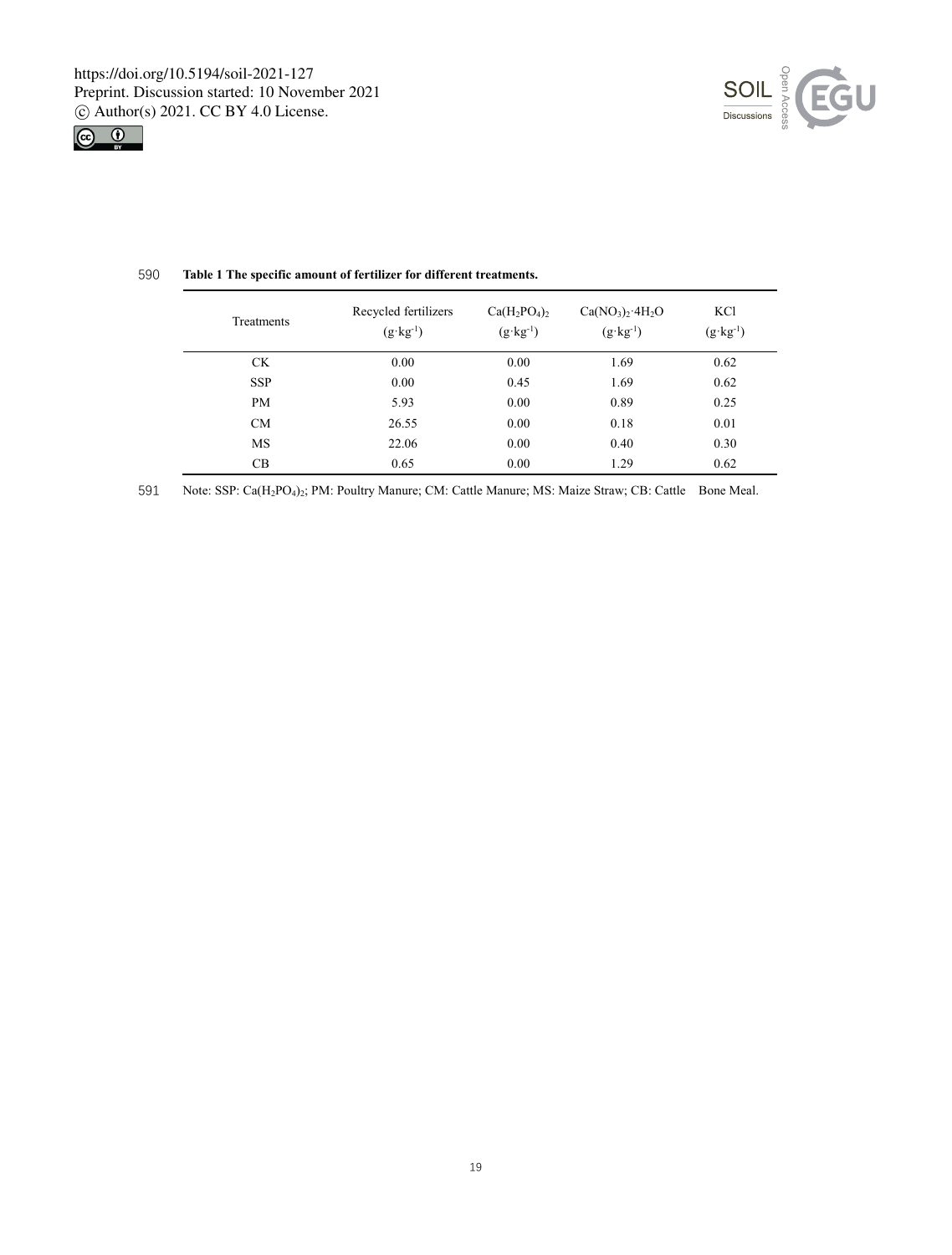**Table 1 The specific amount of fertilizer for different treatments.**

| Treatments | Recycled fertilizers ($g \cdot kg^{-1}$) | $Ca(H_2PO_4)_2$ ($g \cdot kg^{-1}$) | $Ca(NO_3)_2 \cdot 4H_2O$ ($g \cdot kg^{-1}$) | KCl ($g \cdot kg^{-1}$) |
|---|---|---|---|---|
| CK | 0.00 | 0.00 | 1.69 | 0.62 |
| SSP | 0.00 | 0.45 | 1.69 | 0.62 |
| PM | 5.93 | 0.00 | 0.89 | 0.25 |
| CM | 26.55 | 0.00 | 0.18 | 0.01 |
| MS | 22.06 | 0.00 | 0.40 | 0.30 |
| CB | 0.65 | 0.00 | 1.29 | 0.62 |

Note: SSP: $Ca(H_2PO_4)_2$; PM: Poultry Manure; CM: Cattle Manure; MS: Maize Straw; CB: Cattle Bone Meal.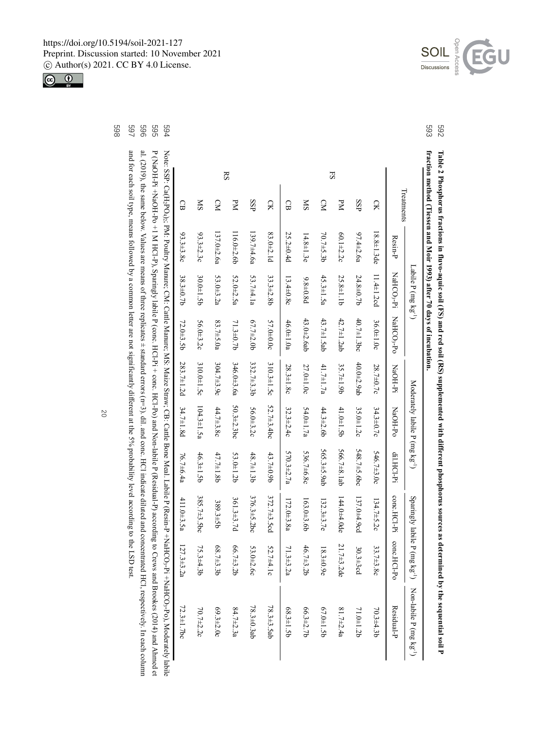**Table 2 Phosphorus fractions in fluvo-aquic soil (FS) and red soil (RS) supplemented with different phosphorus sources as determined by the sequential soil P fraction method (Tiessen and Moir 1993) after 70 days of incubation.**

| | Treatments | Labile P (mg kg$^{-1}$) | | | Moderately labile P (mg kg$^{-1}$) | | Sparingly labile P (mg kg$^{-1}$) | | | Non-labile P (mg kg$^{-1}$) |
|---|---|---|---|---|---|---|---|---|---|---|
| | | Resin-P | $NaHCO_3$-Pi | $NaHCO_3$-Po | NaOH-Pi | NaOH-Po | dil.HCl-Pi | conc.HCl-Pi | conc.HCl-Po | Residual-P |
| FS | CK | 18.8±1.3de | 11.4±1.2cd | 36.0±1.0c | 28.7±0.7c | 34.3±0.7c | 546.7±3.0c | 134.7±5.2c | 33.7±3.8c | 70.3±4.3b |
| | SSP | 97.4±2.6a | 24.8±0.7b | 40.7±1.3bc | 40.0±2.9ab | 35.0±1.2c | 548.7±5.6bc | 137.0±4.9cd | 30.3±3cd | 71.0±1.2b |
| | PM | 60.1±2.2c | 25.8±1.1b | 42.7±1.2ab | 35.7±1.9b | 41.0±1.5b | 566.7±8.1ab | 144.0±4.0de | 21.7±3.2de | 81.7±2.4a |
| | CM | 70.7±5.3b | 45.3±1.5a | 43.7±1.5ab | 41.7±1.7a | 44.3±2.6b | 565.3±5.9ab | 132.3±3.7e | 18.3±0.9e | 67.0±1.5b |
| | MS | 14.8±1.3e | 9.8±0.8d | 43.0±2.6ab | 27.0±1.0c | 54.0±1.7a | 536.7±6.8c | 163.0±3.6b | 46.7±3.2b | 66.3±2.7b |
| | CB | 25.2±0.4d | 13.4±0.8c | 46.0±1.0a | 28.3±1.8c | 32.3±2.4c | 570.3±2.7a | 172.0±3.8a | 71.3±3.2a | 68.3±1.5b |
| RS | CK | 83.0±2.1d | 33.3±2.8b | 57.0±0.0c | 310.3±1.5c | 52.7±3.4bc | 43.7±0.9b | 372.7±3.5cd | 52.7±4.1c | 78.3±3.5ab |
| | SSP | 139.7±4.6a | 53.7±4.1a | 67.7±2.0b | 332.7±3.3b | 56.0±3.2c | 48.7±1.3b | 376.3±5.2bc | 53.0±2.6c | 78.3±0.3ab |
| | PM | 116.0±2.6b | 52.0±2.5a | 71.3±0.7b | 346.0±3.6a | 50.3±2.3bc | 53.0±1.2b | 361.3±3.7d | 66.7±3.2b | 84.7±2.3a |
| | CM | 137.0±2.6a | 53.0±3.2a | 83.7±5.0a | 304.7±3.9c | 44.7±3.8c | 47.7±1.8b | 389.3±5b | 68.7±3.3b | 69.3±2.0c |
| | MS | 93.3±2.3c | 30.0±1.5b | 56.0±3.2c | 310.0±1.5c | 104.3±1.5a | 46.3±1.5b | 385.7±3.5bc | 75.3±4.3b | 70.7±2.2c |
| | CB | 93.3±3.8c | 38.3±0.7b | 72.0±3.5b | 283.7±1.2d | 34.7±1.8d | 76.7±6.4a | 411.0±3.5a | 127.3±3.2a | 72.3±1.7bc |

Note: SSP: $Ca(H_2PO_4)_2$; PM: Poultry Manure; CM: Cattle Manure; MS: Maize Straw; CB: Cattle Bone Meal. Labile P (Resin-P +$NaHCO_3$-Pi +$NaHCO_3$-Po), Moderately labile P (NaOH-Pi +NaOH-Po + 1 M HCl-P), Sparingly labile P (conc. HCl-Pi + conc. HCl-Po) and Non-labile P (Residual-P) according to Crews and Brookes (2014) and Ahmed et al. (2019), the same below. Values are means of three replicates ± standard errors (n=3). dil. and conc. HCl indicate diluted and concentrated HCl, respectively. In each column and for each soil type, means followed by a common letter are not significantly different at the 5% probability level according to the LSD test.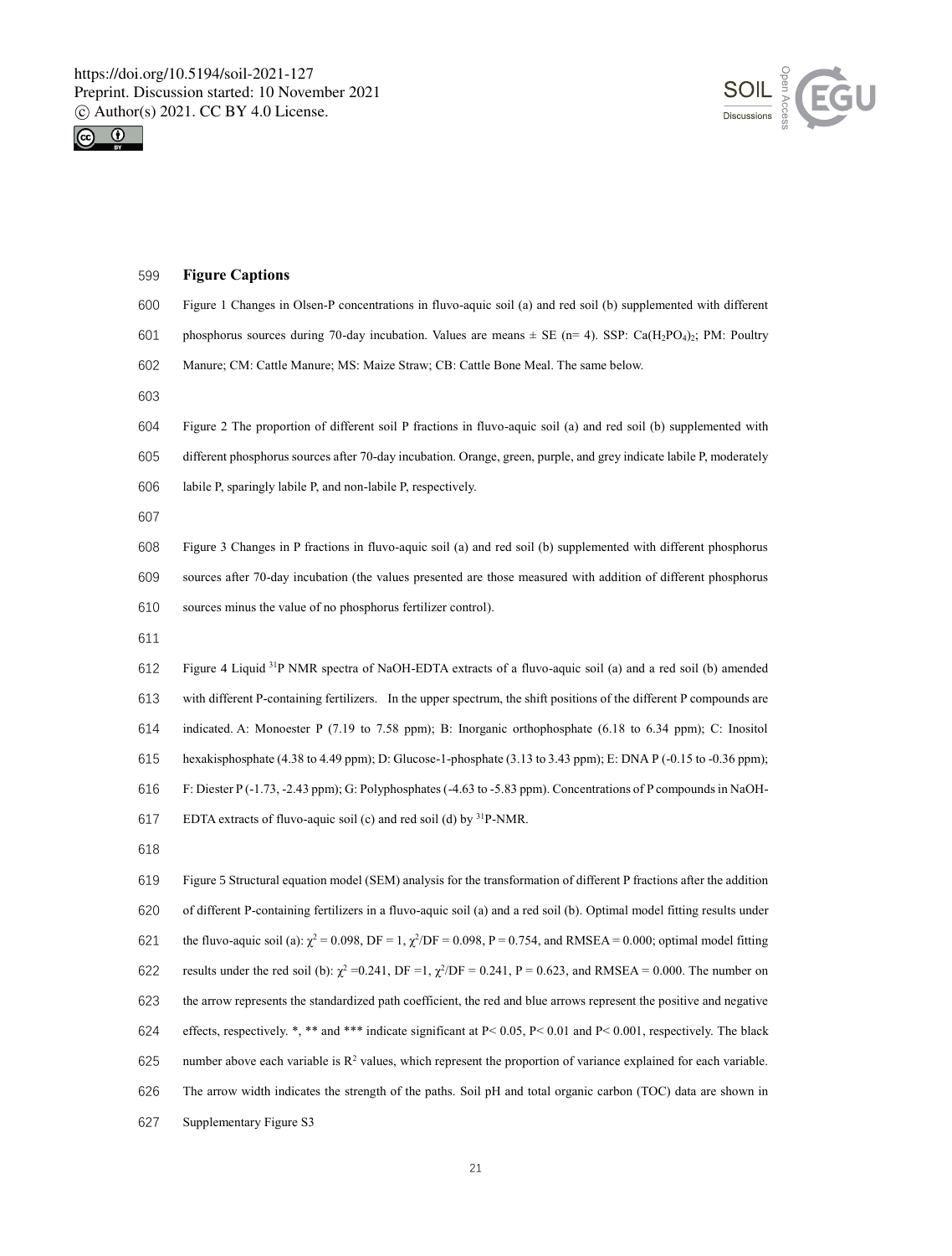**Figure Captions**

Figure 1 Changes in Olsen-P concentrations in fluvo-aquic soil (a) and red soil (b) supplemented with different phosphorus sources during 70-day incubation. Values are means ± SE (n= 4). SSP: $Ca(H_2PO_4)_2$; PM: Poultry Manure; CM: Cattle Manure; MS: Maize Straw; CB: Cattle Bone Meal. The same below.

Figure 2 The proportion of different soil P fractions in fluvo-aquic soil (a) and red soil (b) supplemented with different phosphorus sources after 70-day incubation. Orange, green, purple, and grey indicate labile P, moderately labile P, sparingly labile P, and non-labile P, respectively.

Figure 3 Changes in P fractions in fluvo-aquic soil (a) and red soil (b) supplemented with different phosphorus sources after 70-day incubation (the values presented are those measured with addition of different phosphorus sources minus the value of no phosphorus fertilizer control).

Figure 4 Liquid $^{31}P$ NMR spectra of NaOH-EDTA extracts of a fluvo-aquic soil (a) and a red soil (b) amended with different P-containing fertilizers. In the upper spectrum, the shift positions of the different P compounds are indicated. A: Monoester P (7.19 to 7.58 ppm); B: Inorganic orthophosphate (6.18 to 6.34 ppm); C: Inositol hexakisphosphate (4.38 to 4.49 ppm); D: Glucose-1-phosphate (3.13 to 3.43 ppm); E: DNA P (-0.15 to -0.36 ppm); F: Diester P (-1.73, -2.43 ppm); G: Polyphosphates (-4.63 to -5.83 ppm). Concentrations of P compounds in NaOH-EDTA extracts of fluvo-aquic soil (c) and red soil (d) by $^{31}P$-NMR.

Figure 5 Structural equation model (SEM) analysis for the transformation of different P fractions after the addition of different P-containing fertilizers in a fluvo-aquic soil (a) and a red soil (b). Optimal model fitting results under the fluvo-aquic soil (a): $\chi^2 = 0.098$, DF = 1, $\chi^2/DF = 0.098$, P = 0.754, and RMSEA = 0.000; optimal model fitting results under the red soil (b): $\chi^2 = 0.241$, DF =1, $\chi^2/DF = 0.241$, P = 0.623, and RMSEA = 0.000. The number on the arrow represents the standardized path coefficient, the red and blue arrows represent the positive and negative effects, respectively. *, ** and *** indicate significant at $P< 0.05$, $P< 0.01$ and $P< 0.001$, respectively. The black number above each variable is $R^2$ values, which represent the proportion of variance explained for each variable. The arrow width indicates the strength of the paths. Soil pH and total organic carbon (TOC) data are shown in Supplementary Figure S3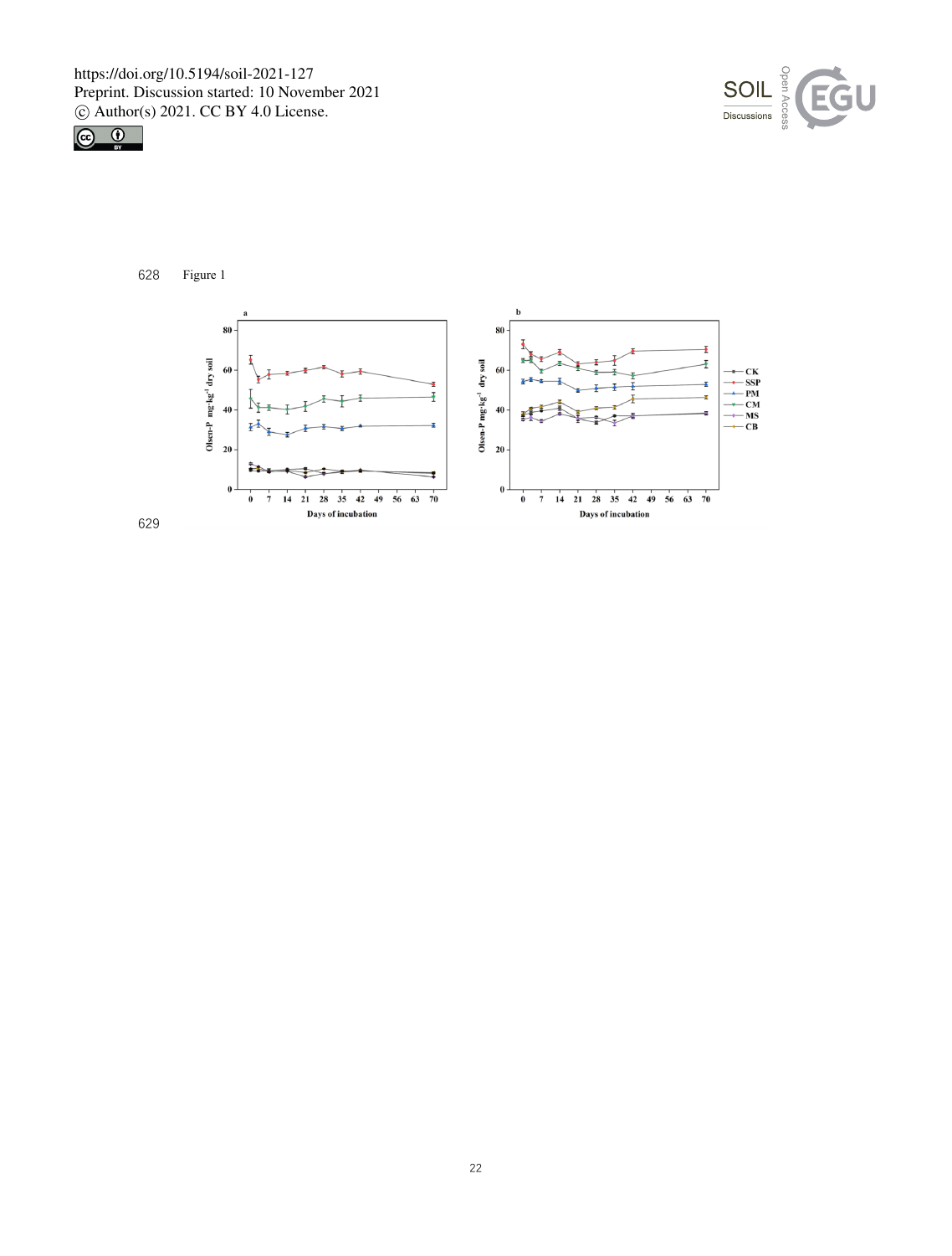628 Figure 1

629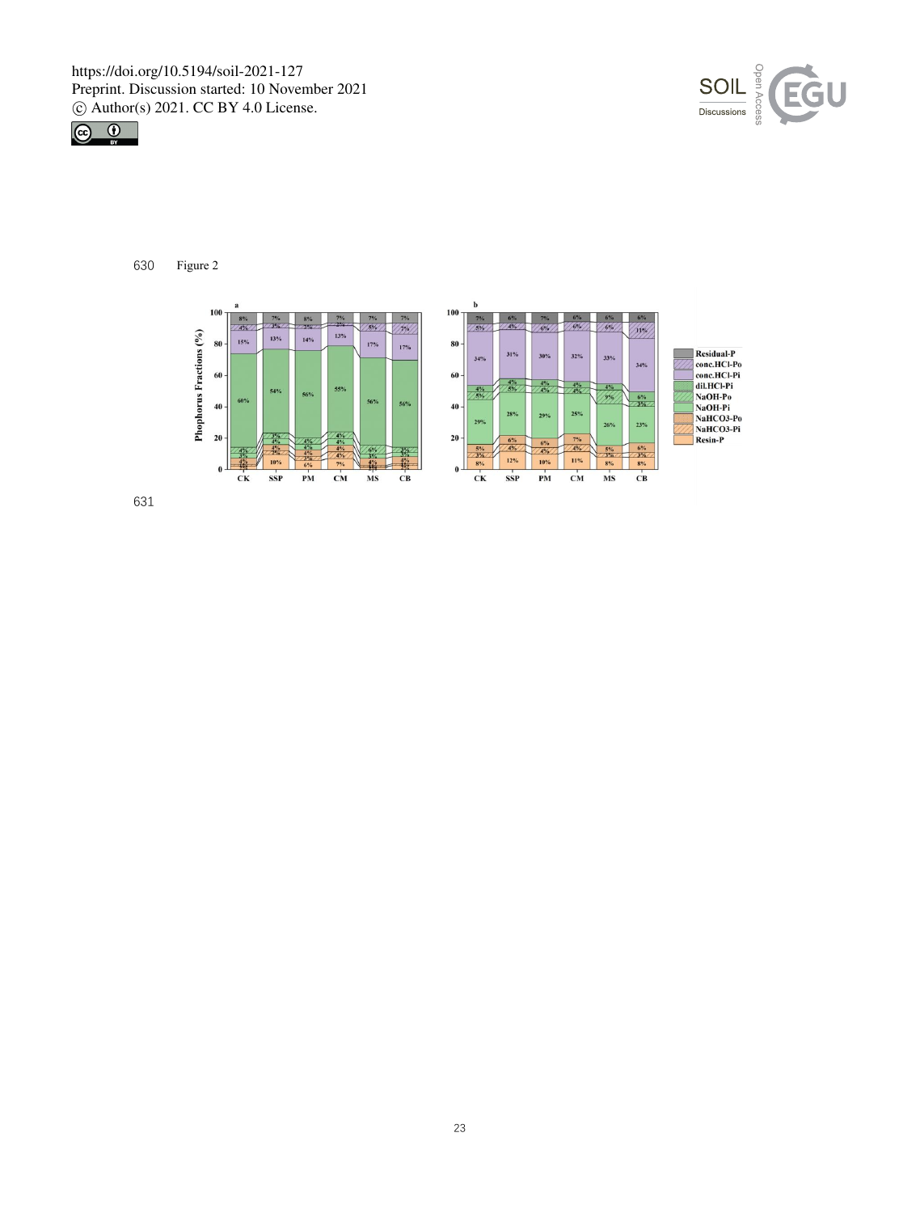630 Figure 2

631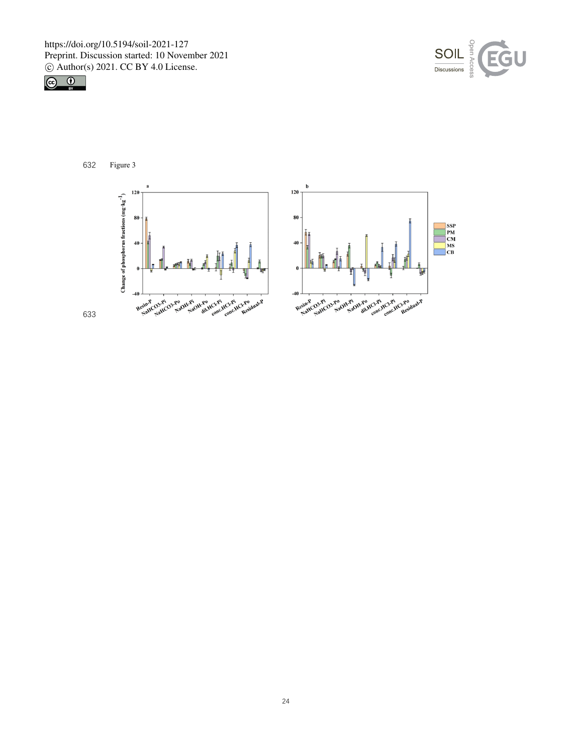632 Figure 3

633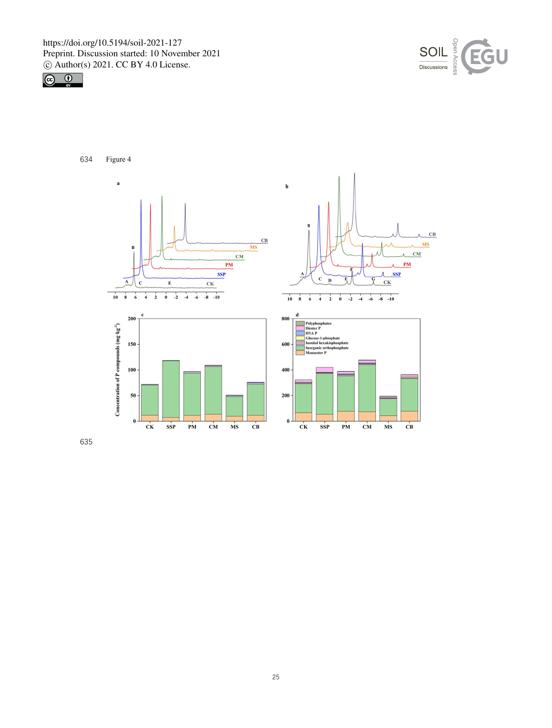Figure 4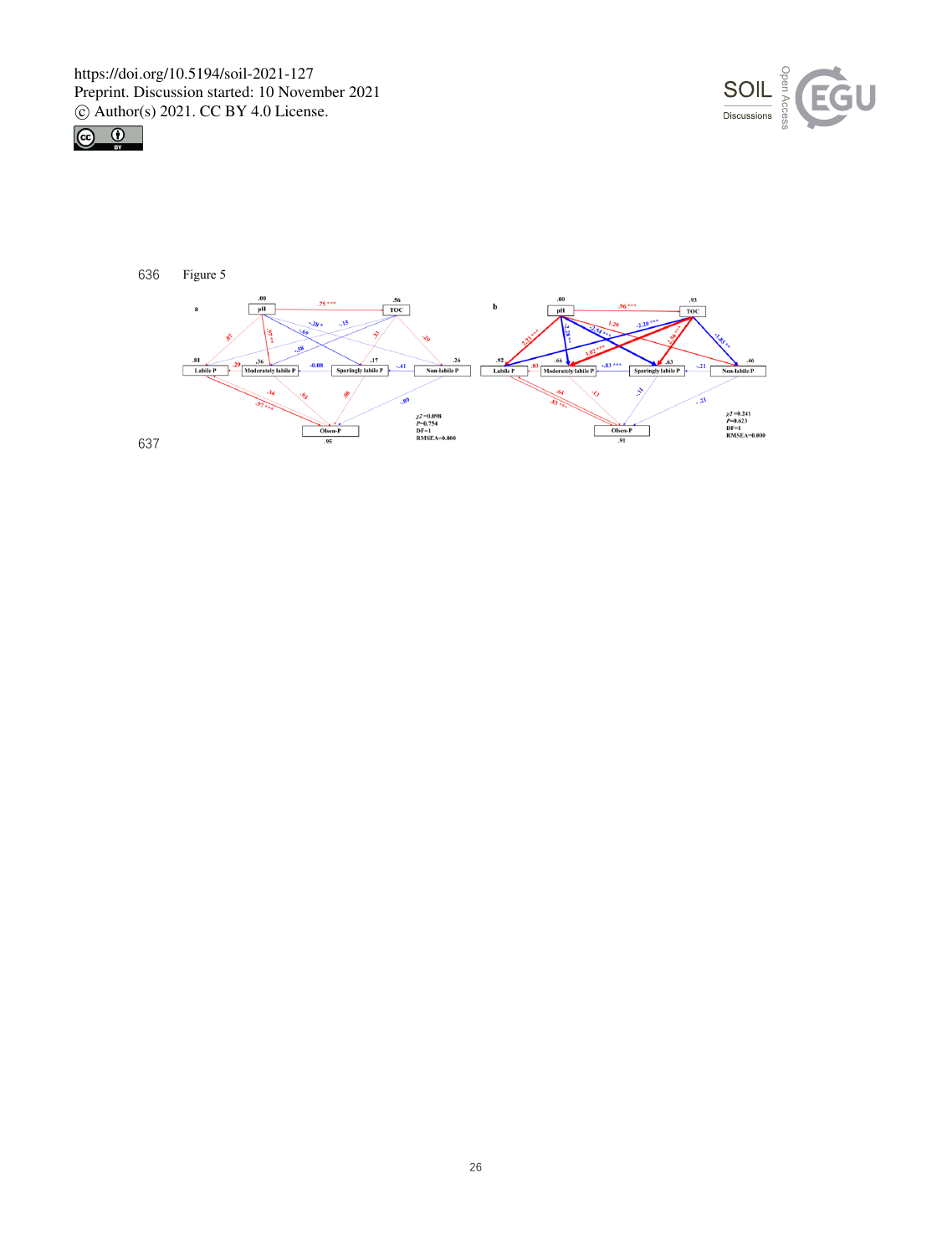636 Figure 5

a

.00
pH

.75 ***

.56
TOC

-.28 *
-.15
-.69
-.58
.97
.55 ***
.31
.29

.81
Labile P

.29

.36
Moderately labile P

-0.08

.17
Sparingly labile P

-.41

.26
Non-labile P

.34
.93
.86
-.09
.97 ***

Olsen-P
.95

χ2 =0.098
P=0.754
DF=1
RMSEA=0.000

b

.00
pH

.96 ***

.93
TOC

1.20
-2.20 ***
2.23 ***
-2.28 **
-2.54 ***
3.02 ***
2.58 ***
-1.83 **

.92
Labile P

.03

.66
Moderately labile P

-.83 ***

.63
Sparingly labile P

-.21

.46
Non-labile P

.64
.13
-.11
-.21
.83 ***

Olsen-P
.91

χ2 =0.241
P=0.623
DF=1
RMSEA=0.000

637